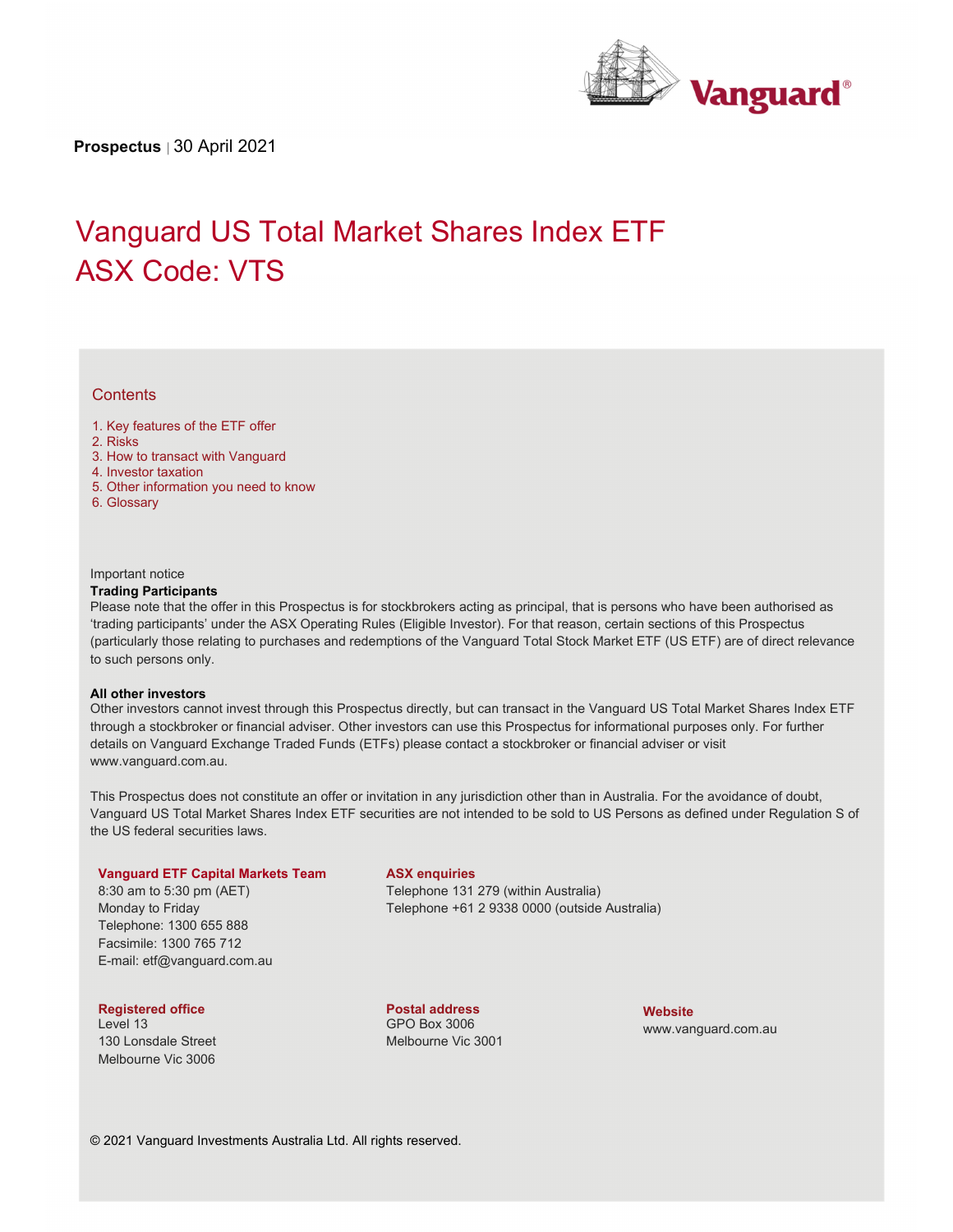**Prospectus** | 30 April 2021

# Vanguard US Total Market Shares Index ETF
# ASX Code: VTS

## Contents

1. Key features of the ETF offer
2. Risks
3. How to transact with Vanguard
4. Investor taxation
5. Other information you need to know
6. Glossary

Important notice

**Trading Participants**

Please note that the offer in this Prospectus is for stockbrokers acting as principal, that is persons who have been authorised as 'trading participants' under the ASX Operating Rules (Eligible Investor). For that reason, certain sections of this Prospectus (particularly those relating to purchases and redemptions of the Vanguard Total Stock Market ETF (US ETF) are of direct relevance to such persons only.

**All other investors**

Other investors cannot invest through this Prospectus directly, but can transact in the Vanguard US Total Market Shares Index ETF through a stockbroker or financial adviser. Other investors can use this Prospectus for informational purposes only. For further details on Vanguard Exchange Traded Funds (ETFs) please contact a stockbroker or financial adviser or visit www.vanguard.com.au.

This Prospectus does not constitute an offer or invitation in any jurisdiction other than in Australia. For the avoidance of doubt, Vanguard US Total Market Shares Index ETF securities are not intended to be sold to US Persons as defined under Regulation S of the US federal securities laws.

**Vanguard ETF Capital Markets Team**
8:30 am to 5:30 pm (AET)
Monday to Friday
Telephone: 1300 655 888
Facsimile: 1300 765 712
E-mail: etf@vanguard.com.au

**ASX enquiries**
Telephone 131 279 (within Australia)
Telephone +61 2 9338 0000 (outside Australia)

**Registered office**
Level 13
130 Lonsdale Street
Melbourne Vic 3006

**Postal address**
GPO Box 3006
Melbourne Vic 3001

**Website**
www.vanguard.com.au

© 2021 Vanguard Investments Australia Ltd. All rights reserved.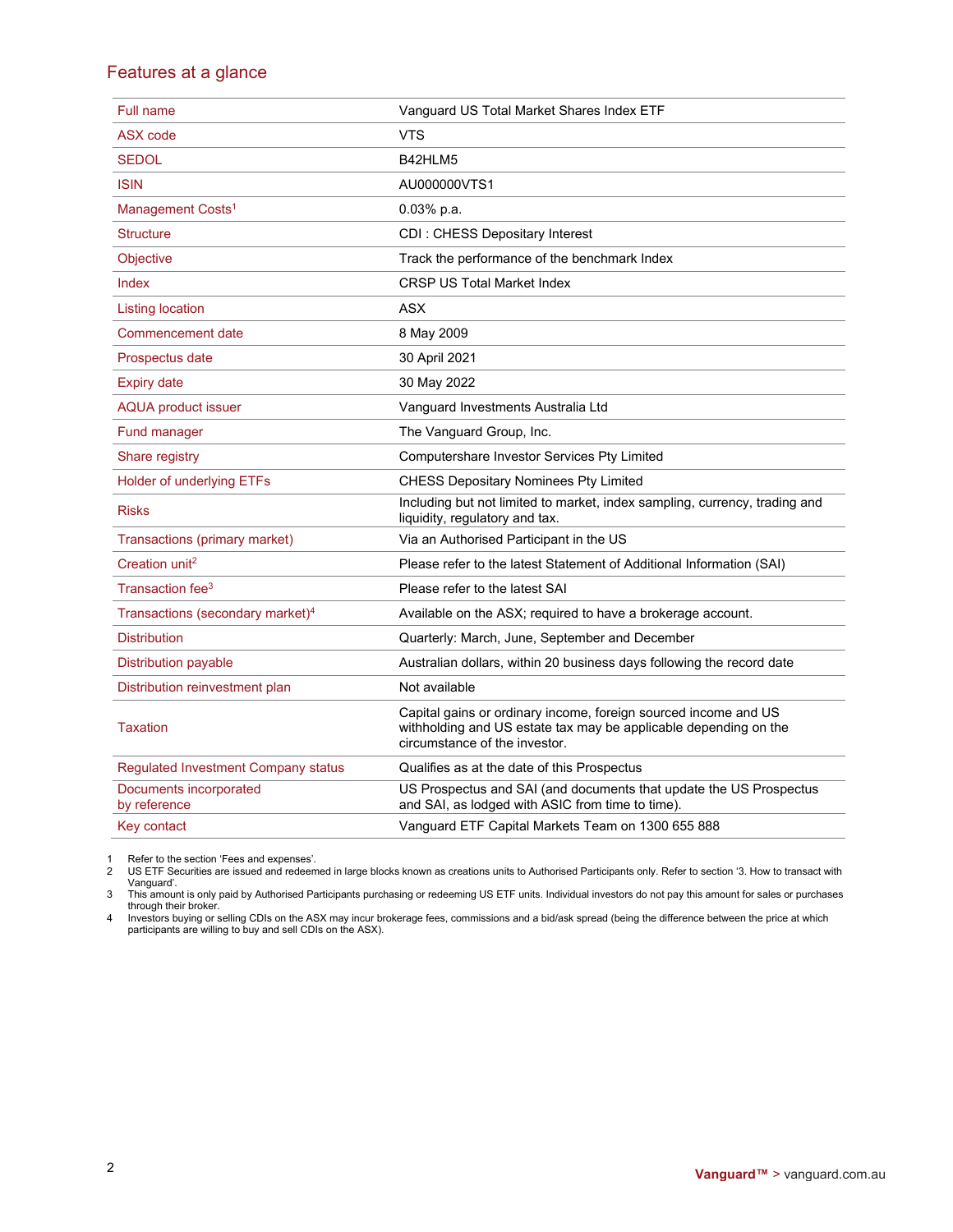## Features at a glance

| | |
|---|---|
| Full name | Vanguard US Total Market Shares Index ETF |
| ASX code | VTS |
| SEDOL | B42HLM5 |
| ISIN | AU000000VTS1 |
| Management Costs[1] | 0.03% p.a. |
| Structure | CDI : CHESS Depositary Interest |
| Objective | Track the performance of the benchmark Index |
| Index | CRSP US Total Market Index |
| Listing location | ASX |
| Commencement date | 8 May 2009 |
| Prospectus date | 30 April 2021 |
| Expiry date | 30 May 2022 |
| AQUA product issuer | Vanguard Investments Australia Ltd |
| Fund manager | The Vanguard Group, Inc. |
| Share registry | Computershare Investor Services Pty Limited |
| Holder of underlying ETFs | CHESS Depositary Nominees Pty Limited |
| Risks | Including but not limited to market, index sampling, currency, trading and liquidity, regulatory and tax. |
| Transactions (primary market) | Via an Authorised Participant in the US |
| Creation unit[2] | Please refer to the latest Statement of Additional Information (SAI) |
| Transaction fee[3] | Please refer to the latest SAI |
| Transactions (secondary market)[4] | Available on the ASX; required to have a brokerage account. |
| Distribution | Quarterly: March, June, September and December |
| Distribution payable | Australian dollars, within 20 business days following the record date |
| Distribution reinvestment plan | Not available |
| Taxation | Capital gains or ordinary income, foreign sourced income and US withholding and US estate tax may be applicable depending on the circumstance of the investor. |
| Regulated Investment Company status | Qualifies as at the date of this Prospectus |
| Documents incorporated by reference | US Prospectus and SAI (and documents that update the US Prospectus and SAI, as lodged with ASIC from time to time). |
| Key contact | Vanguard ETF Capital Markets Team on 1300 655 888 |

1 Refer to the section 'Fees and expenses'.
2 US ETF Securities are issued and redeemed in large blocks known as creations units to Authorised Participants only. Refer to section '3. How to transact with Vanguard'.
3 This amount is only paid by Authorised Participants purchasing or redeeming US ETF units. Individual investors do not pay this amount for sales or purchases through their broker.
4 Investors buying or selling CDIs on the ASX may incur brokerage fees, commissions and a bid/ask spread (being the difference between the price at which participants are willing to buy and sell CDIs on the ASX).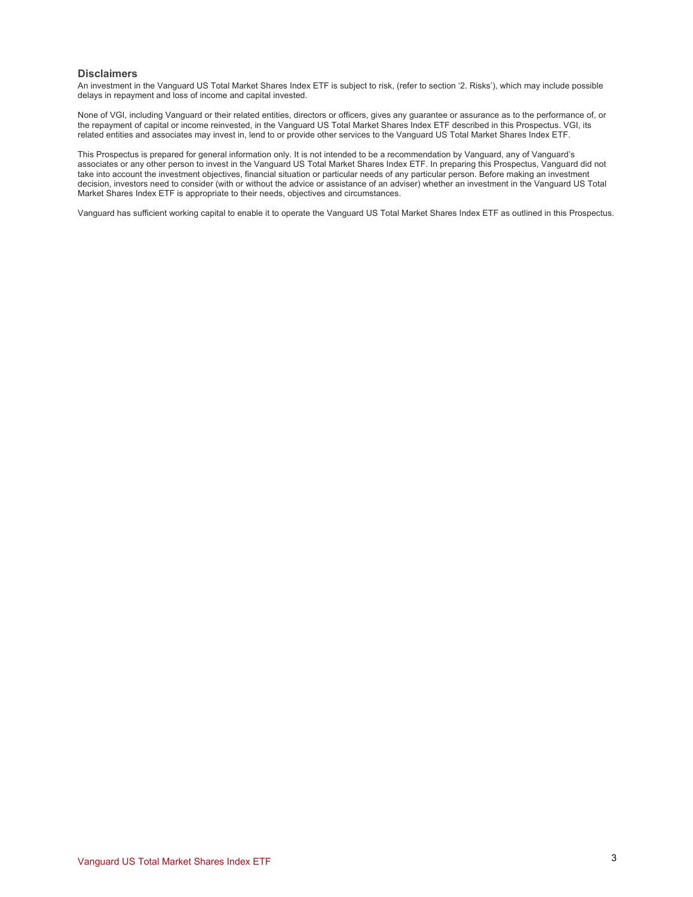## Disclaimers

An investment in the Vanguard US Total Market Shares Index ETF is subject to risk, (refer to section '2. Risks'), which may include possible delays in repayment and loss of income and capital invested.

None of VGI, including Vanguard or their related entities, directors or officers, gives any guarantee or assurance as to the performance of, or the repayment of capital or income reinvested, in the Vanguard US Total Market Shares Index ETF described in this Prospectus. VGI, its related entities and associates may invest in, lend to or provide other services to the Vanguard US Total Market Shares Index ETF.

This Prospectus is prepared for general information only. It is not intended to be a recommendation by Vanguard, any of Vanguard's associates or any other person to invest in the Vanguard US Total Market Shares Index ETF. In preparing this Prospectus, Vanguard did not take into account the investment objectives, financial situation or particular needs of any particular person. Before making an investment decision, investors need to consider (with or without the advice or assistance of an adviser) whether an investment in the Vanguard US Total Market Shares Index ETF is appropriate to their needs, objectives and circumstances.

Vanguard has sufficient working capital to enable it to operate the Vanguard US Total Market Shares Index ETF as outlined in this Prospectus.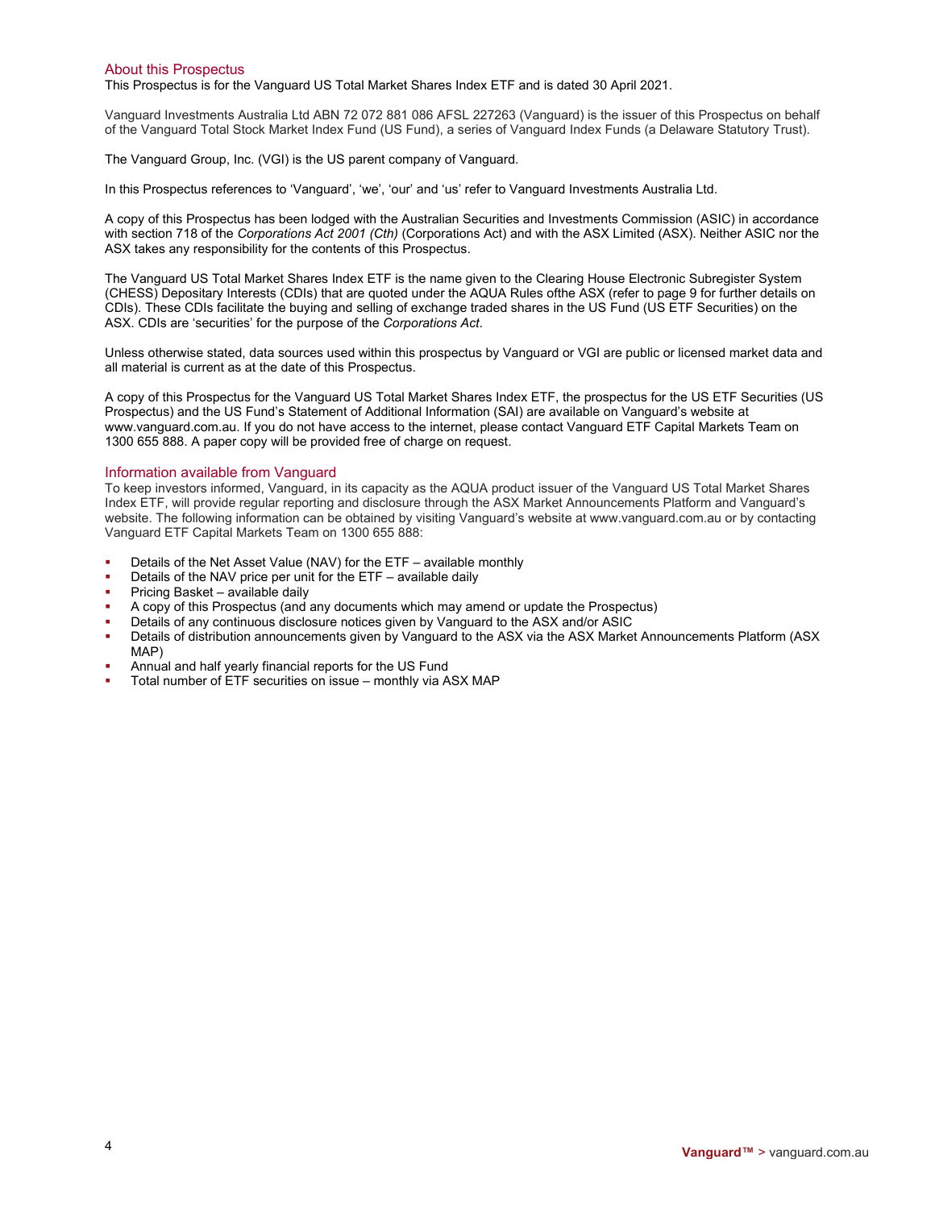## About this Prospectus

This Prospectus is for the Vanguard US Total Market Shares Index ETF and is dated 30 April 2021.

Vanguard Investments Australia Ltd ABN 72 072 881 086 AFSL 227263 (Vanguard) is the issuer of this Prospectus on behalf of the Vanguard Total Stock Market Index Fund (US Fund), a series of Vanguard Index Funds (a Delaware Statutory Trust).

The Vanguard Group, Inc. (VGI) is the US parent company of Vanguard.

In this Prospectus references to 'Vanguard', 'we', 'our' and 'us' refer to Vanguard Investments Australia Ltd.

A copy of this Prospectus has been lodged with the Australian Securities and Investments Commission (ASIC) in accordance with section 718 of the *Corporations Act 2001 (Cth)* (Corporations Act) and with the ASX Limited (ASX). Neither ASIC nor the ASX takes any responsibility for the contents of this Prospectus.

The Vanguard US Total Market Shares Index ETF is the name given to the Clearing House Electronic Subregister System (CHESS) Depositary Interests (CDIs) that are quoted under the AQUA Rules ofthe ASX (refer to page 9 for further details on CDIs). These CDIs facilitate the buying and selling of exchange traded shares in the US Fund (US ETF Securities) on the ASX. CDIs are 'securities' for the purpose of the *Corporations Act*.

Unless otherwise stated, data sources used within this prospectus by Vanguard or VGI are public or licensed market data and all material is current as at the date of this Prospectus.

A copy of this Prospectus for the Vanguard US Total Market Shares Index ETF, the prospectus for the US ETF Securities (US Prospectus) and the US Fund's Statement of Additional Information (SAI) are available on Vanguard's website at www.vanguard.com.au. If you do not have access to the internet, please contact Vanguard ETF Capital Markets Team on 1300 655 888. A paper copy will be provided free of charge on request.

## Information available from Vanguard

To keep investors informed, Vanguard, in its capacity as the AQUA product issuer of the Vanguard US Total Market Shares Index ETF, will provide regular reporting and disclosure through the ASX Market Announcements Platform and Vanguard's website. The following information can be obtained by visiting Vanguard's website at www.vanguard.com.au or by contacting Vanguard ETF Capital Markets Team on 1300 655 888:

- Details of the Net Asset Value (NAV) for the ETF – available monthly
- Details of the NAV price per unit for the ETF – available daily
- Pricing Basket – available daily
- A copy of this Prospectus (and any documents which may amend or update the Prospectus)
- Details of any continuous disclosure notices given by Vanguard to the ASX and/or ASIC
- Details of distribution announcements given by Vanguard to the ASX via the ASX Market Announcements Platform (ASX MAP)
- Annual and half yearly financial reports for the US Fund
- Total number of ETF securities on issue – monthly via ASX MAP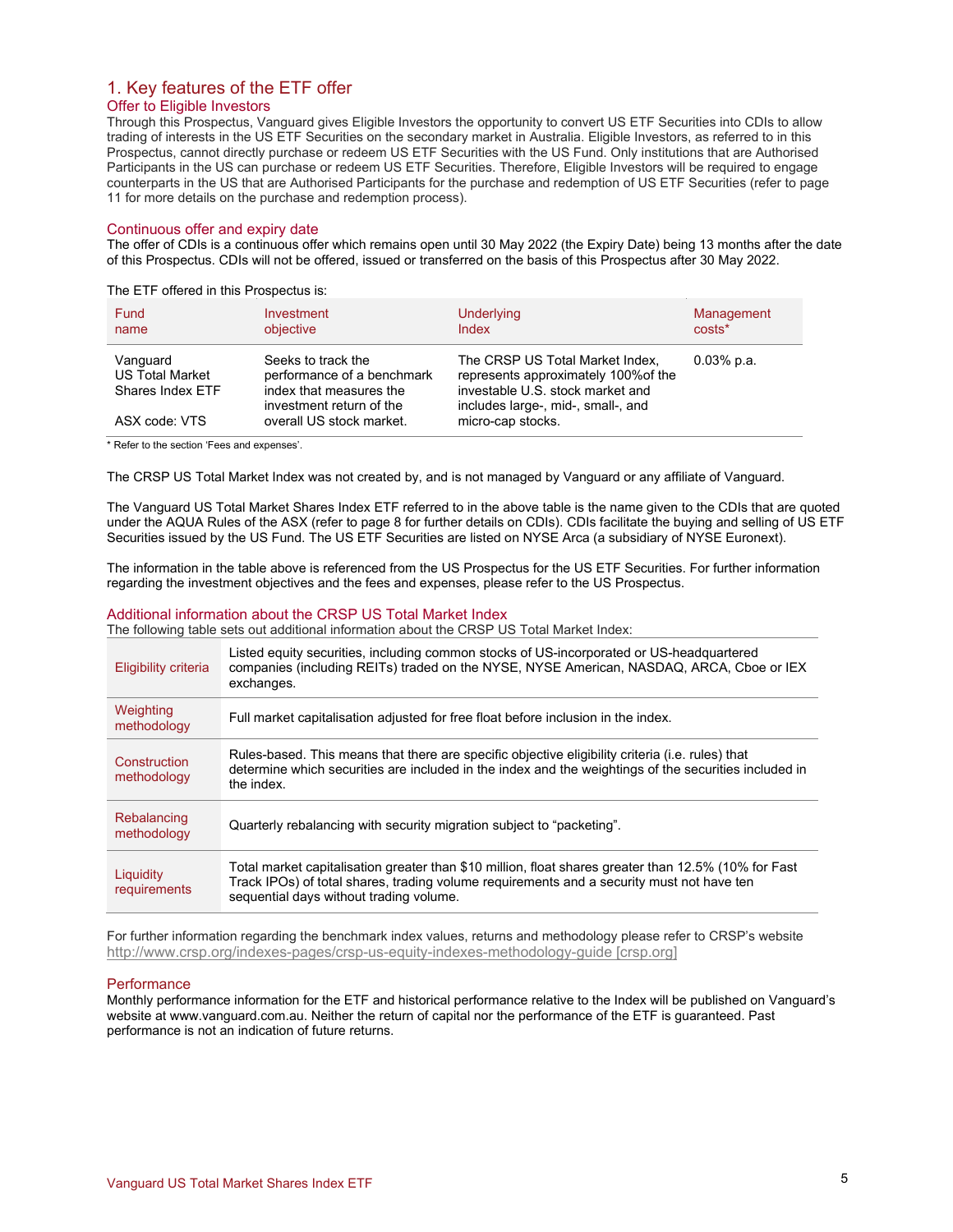# 1. Key features of the ETF offer

## Offer to Eligible Investors

Through this Prospectus, Vanguard gives Eligible Investors the opportunity to convert US ETF Securities into CDIs to allow trading of interests in the US ETF Securities on the secondary market in Australia. Eligible Investors, as referred to in this Prospectus, cannot directly purchase or redeem US ETF Securities with the US Fund. Only institutions that are Authorised Participants in the US can purchase or redeem US ETF Securities. Therefore, Eligible Investors will be required to engage counterparts in the US that are Authorised Participants for the purchase and redemption of US ETF Securities (refer to page 11 for more details on the purchase and redemption process).

## Continuous offer and expiry date

The offer of CDIs is a continuous offer which remains open until 30 May 2022 (the Expiry Date) being 13 months after the date of this Prospectus. CDIs will not be offered, issued or transferred on the basis of this Prospectus after 30 May 2022.

The ETF offered in this Prospectus is:

| Fund name | Investment objective | Underlying Index | Management costs* |
|---|---|---|---|
| Vanguard US Total Market Shares Index ETF<br><br>ASX code: VTS | Seeks to track the performance of a benchmark index that measures the investment return of the overall US stock market. | The CRSP US Total Market Index, represents approximately 100%of the investable U.S. stock market and includes large-, mid-, small-, and micro-cap stocks. | 0.03% p.a. |

\* Refer to the section 'Fees and expenses'.

The CRSP US Total Market Index was not created by, and is not managed by Vanguard or any affiliate of Vanguard.

The Vanguard US Total Market Shares Index ETF referred to in the above table is the name given to the CDIs that are quoted under the AQUA Rules of the ASX (refer to page 8 for further details on CDIs). CDIs facilitate the buying and selling of US ETF Securities issued by the US Fund. The US ETF Securities are listed on NYSE Arca (a subsidiary of NYSE Euronext).

The information in the table above is referenced from the US Prospectus for the US ETF Securities. For further information regarding the investment objectives and the fees and expenses, please refer to the US Prospectus.

## Additional information about the CRSP US Total Market Index

The following table sets out additional information about the CRSP US Total Market Index:

| | |
|---|---|
| Eligibility criteria | Listed equity securities, including common stocks of US-incorporated or US-headquartered companies (including REITs) traded on the NYSE, NYSE American, NASDAQ, ARCA, Cboe or IEX exchanges. |
| Weighting methodology | Full market capitalisation adjusted for free float before inclusion in the index. |
| Construction methodology | Rules-based. This means that there are specific objective eligibility criteria (i.e. rules) that determine which securities are included in the index and the weightings of the securities included in the index. |
| Rebalancing methodology | Quarterly rebalancing with security migration subject to "packeting". |
| Liquidity requirements | Total market capitalisation greater than $10 million, float shares greater than 12.5% (10% for Fast Track IPOs) of total shares, trading volume requirements and a security must not have ten sequential days without trading volume. |

For further information regarding the benchmark index values, returns and methodology please refer to CRSP's website http://www.crsp.org/indexes-pages/crsp-us-equity-indexes-methodology-guide [crsp.org]

## Performance

Monthly performance information for the ETF and historical performance relative to the Index will be published on Vanguard's website at www.vanguard.com.au. Neither the return of capital nor the performance of the ETF is guaranteed. Past performance is not an indication of future returns.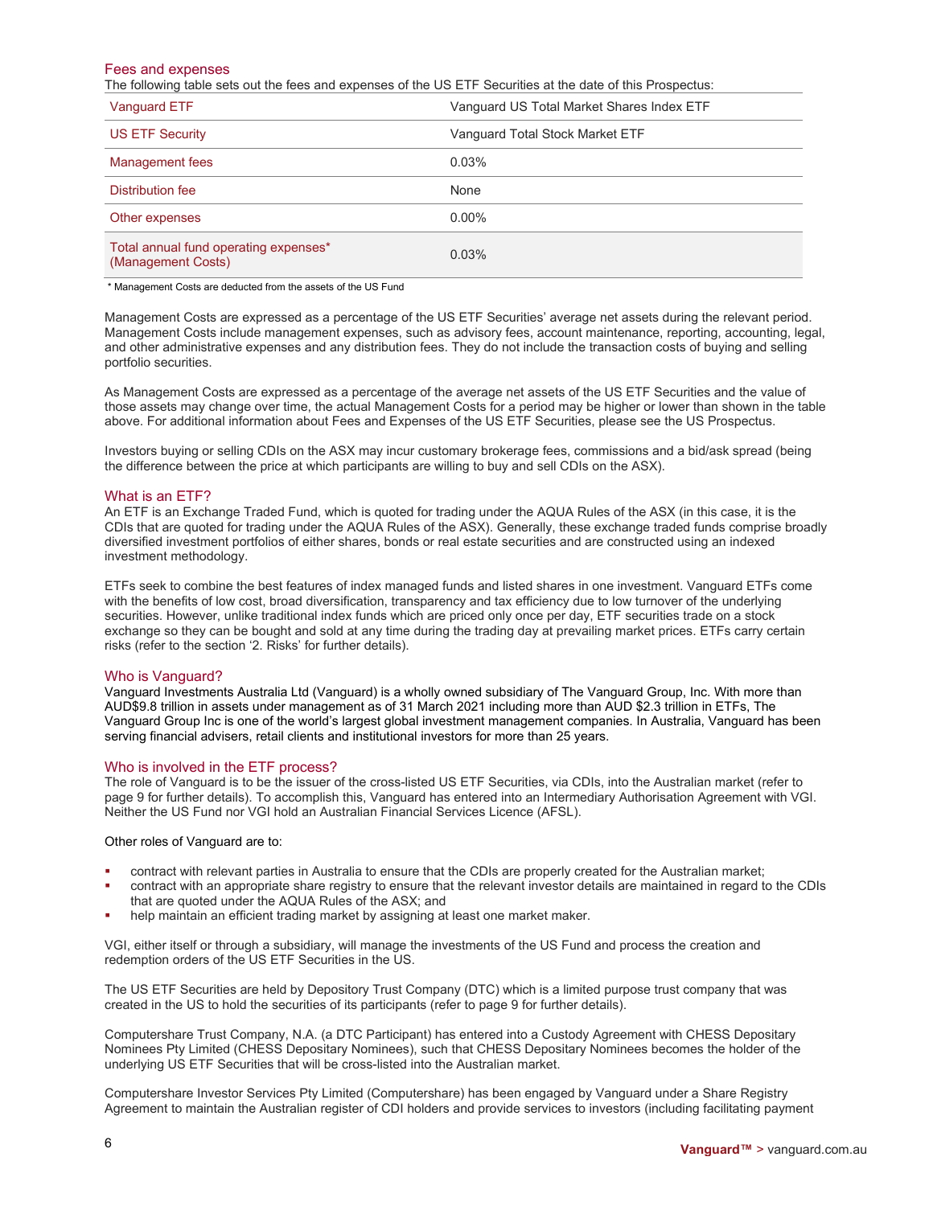## Fees and expenses

The following table sets out the fees and expenses of the US ETF Securities at the date of this Prospectus:

| Vanguard ETF | Vanguard US Total Market Shares Index ETF |
|---|---|
| US ETF Security | Vanguard Total Stock Market ETF |
| Management fees | 0.03% |
| Distribution fee | None |
| Other expenses | 0.00% |
| Total annual fund operating expenses* (Management Costs) | 0.03% |

\* Management Costs are deducted from the assets of the US Fund

Management Costs are expressed as a percentage of the US ETF Securities' average net assets during the relevant period. Management Costs include management expenses, such as advisory fees, account maintenance, reporting, accounting, legal, and other administrative expenses and any distribution fees. They do not include the transaction costs of buying and selling portfolio securities.

As Management Costs are expressed as a percentage of the average net assets of the US ETF Securities and the value of those assets may change over time, the actual Management Costs for a period may be higher or lower than shown in the table above. For additional information about Fees and Expenses of the US ETF Securities, please see the US Prospectus.

Investors buying or selling CDIs on the ASX may incur customary brokerage fees, commissions and a bid/ask spread (being the difference between the price at which participants are willing to buy and sell CDIs on the ASX).

## What is an ETF?

An ETF is an Exchange Traded Fund, which is quoted for trading under the AQUA Rules of the ASX (in this case, it is the CDIs that are quoted for trading under the AQUA Rules of the ASX). Generally, these exchange traded funds comprise broadly diversified investment portfolios of either shares, bonds or real estate securities and are constructed using an indexed investment methodology.

ETFs seek to combine the best features of index managed funds and listed shares in one investment. Vanguard ETFs come with the benefits of low cost, broad diversification, transparency and tax efficiency due to low turnover of the underlying securities. However, unlike traditional index funds which are priced only once per day, ETF securities trade on a stock exchange so they can be bought and sold at any time during the trading day at prevailing market prices. ETFs carry certain risks (refer to the section '2. Risks' for further details).

## Who is Vanguard?

Vanguard Investments Australia Ltd (Vanguard) is a wholly owned subsidiary of The Vanguard Group, Inc. With more than AUD$9.8 trillion in assets under management as of 31 March 2021 including more than AUD $2.3 trillion in ETFs, The Vanguard Group Inc is one of the world's largest global investment management companies. In Australia, Vanguard has been serving financial advisers, retail clients and institutional investors for more than 25 years.

## Who is involved in the ETF process?

The role of Vanguard is to be the issuer of the cross-listed US ETF Securities, via CDIs, into the Australian market (refer to page 9 for further details). To accomplish this, Vanguard has entered into an Intermediary Authorisation Agreement with VGI. Neither the US Fund nor VGI hold an Australian Financial Services Licence (AFSL).

Other roles of Vanguard are to:

- contract with relevant parties in Australia to ensure that the CDIs are properly created for the Australian market;
- contract with an appropriate share registry to ensure that the relevant investor details are maintained in regard to the CDIs that are quoted under the AQUA Rules of the ASX; and
- help maintain an efficient trading market by assigning at least one market maker.

VGI, either itself or through a subsidiary, will manage the investments of the US Fund and process the creation and redemption orders of the US ETF Securities in the US.

The US ETF Securities are held by Depository Trust Company (DTC) which is a limited purpose trust company that was created in the US to hold the securities of its participants (refer to page 9 for further details).

Computershare Trust Company, N.A. (a DTC Participant) has entered into a Custody Agreement with CHESS Depositary Nominees Pty Limited (CHESS Depositary Nominees), such that CHESS Depositary Nominees becomes the holder of the underlying US ETF Securities that will be cross-listed into the Australian market.

Computershare Investor Services Pty Limited (Computershare) has been engaged by Vanguard under a Share Registry Agreement to maintain the Australian register of CDI holders and provide services to investors (including facilitating payment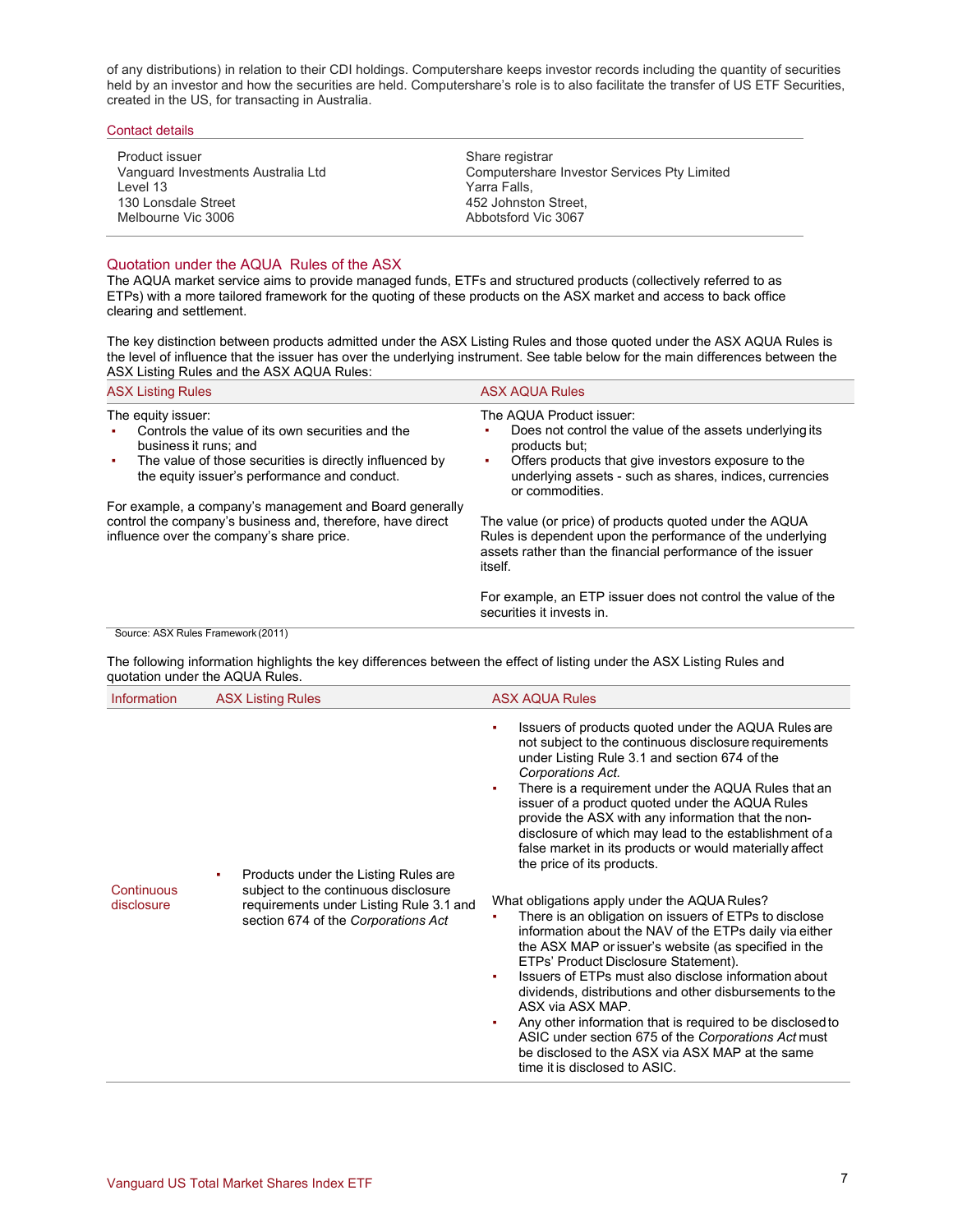of any distributions) in relation to their CDI holdings. Computershare keeps investor records including the quantity of securities held by an investor and how the securities are held. Computershare's role is to also facilitate the transfer of US ETF Securities, created in the US, for transacting in Australia.

### Contact details

| Product issuer | Share registrar |
|---|---|
| Vanguard Investments Australia Ltd<br>Level 13<br>130 Lonsdale Street<br>Melbourne Vic 3006 | Computershare Investor Services Pty Limited<br>Yarra Falls,<br>452 Johnston Street,<br>Abbotsford Vic 3067 |

## Quotation under the AQUA Rules of the ASX

The AQUA market service aims to provide managed funds, ETFs and structured products (collectively referred to as ETPs) with a more tailored framework for the quoting of these products on the ASX market and access to back office clearing and settlement.

The key distinction between products admitted under the ASX Listing Rules and those quoted under the ASX AQUA Rules is the level of influence that the issuer has over the underlying instrument. See table below for the main differences between the ASX Listing Rules and the ASX AQUA Rules:

| ASX Listing Rules | ASX AQUA Rules |
|---|---|
| The equity issuer:<br>▪ Controls the value of its own securities and the business it runs; and<br>▪ The value of those securities is directly influenced by the equity issuer's performance and conduct.<br><br>For example, a company's management and Board generally control the company's business and, therefore, have direct influence over the company's share price. | The AQUA Product issuer:<br>▪ Does not control the value of the assets underlying its products but;<br>▪ Offers products that give investors exposure to the underlying assets - such as shares, indices, currencies or commodities.<br><br>The value (or price) of products quoted under the AQUA Rules is dependent upon the performance of the underlying assets rather than the financial performance of the issuer itself.<br><br>For example, an ETP issuer does not control the value of the securities it invests in. |

Source: ASX Rules Framework (2011)

The following information highlights the key differences between the effect of listing under the ASX Listing Rules and quotation under the AQUA Rules.

| Information | ASX Listing Rules | ASX AQUA Rules |
|---|---|---|
| Continuous disclosure | ▪ Products under the Listing Rules are subject to the continuous disclosure requirements under Listing Rule 3.1 and section 674 of the *Corporations Act* | ▪ Issuers of products quoted under the AQUA Rules are not subject to the continuous disclosure requirements under Listing Rule 3.1 and section 674 of the *Corporations Act*.<br>▪ There is a requirement under the AQUA Rules that an issuer of a product quoted under the AQUA Rules provide the ASX with any information that the non-disclosure of which may lead to the establishment of a false market in its products or would materially affect the price of its products.<br><br>What obligations apply under the AQUA Rules?<br>▪ There is an obligation on issuers of ETPs to disclose information about the NAV of the ETPs daily via either the ASX MAP or issuer's website (as specified in the ETPs' Product Disclosure Statement).<br>▪ Issuers of ETPs must also disclose information about dividends, distributions and other disbursements to the ASX via ASX MAP.<br>▪ Any other information that is required to be disclosed to ASIC under section 675 of the *Corporations Act* must be disclosed to the ASX via ASX MAP at the same time it is disclosed to ASIC. |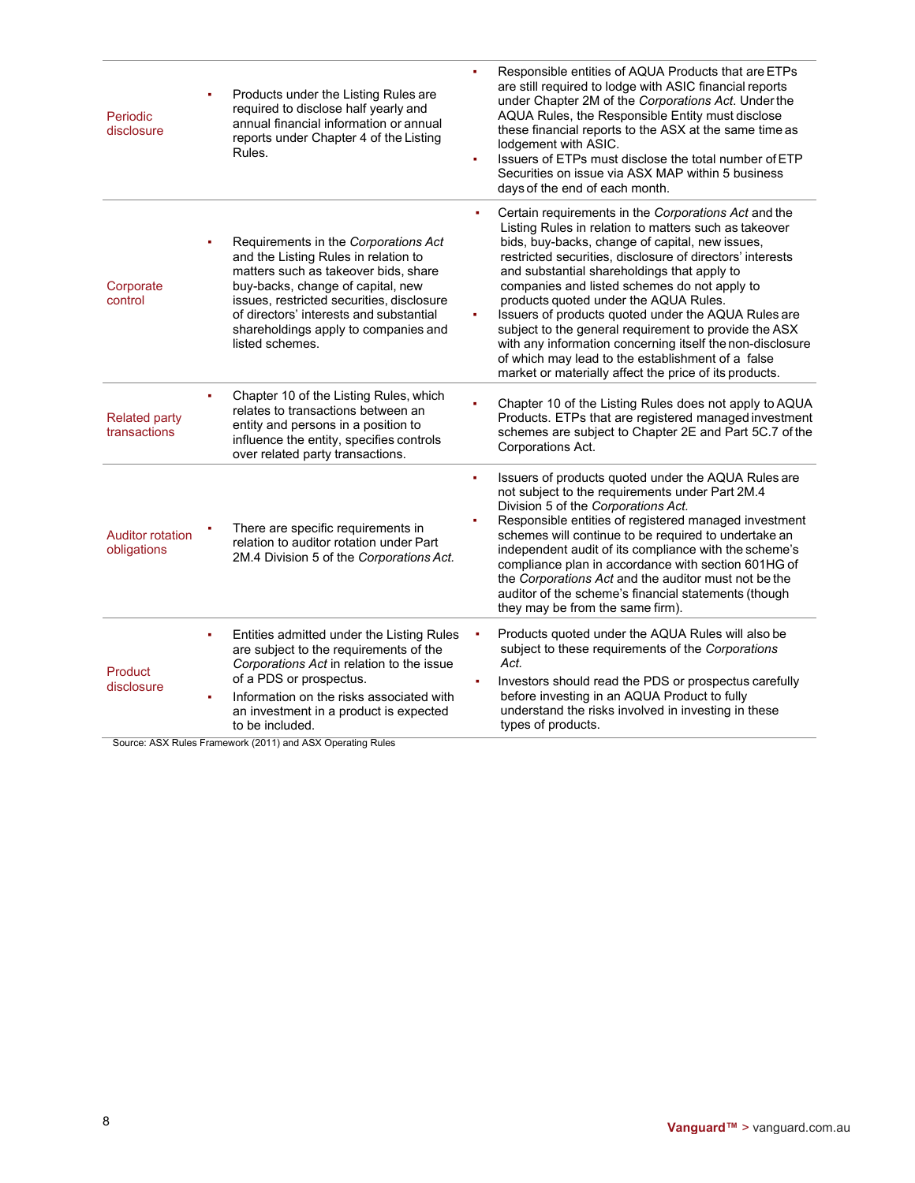| | | |
|---|---|---|
| Periodic disclosure | ▪ Products under the Listing Rules are required to disclose half yearly and annual financial information or annual reports under Chapter 4 of the Listing Rules. | ▪ Responsible entities of AQUA Products that are ETPs are still required to lodge with ASIC financial reports under Chapter 2M of the *Corporations Act*. Under the AQUA Rules, the Responsible Entity must disclose these financial reports to the ASX at the same time as lodgement with ASIC.<br>▪ Issuers of ETPs must disclose the total number of ETP Securities on issue via ASX MAP within 5 business days of the end of each month. |
| Corporate control | ▪ Requirements in the *Corporations Act* and the Listing Rules in relation to matters such as takeover bids, share buy-backs, change of capital, new issues, restricted securities, disclosure of directors' interests and substantial shareholdings apply to companies and listed schemes. | ▪ Certain requirements in the *Corporations Act* and the Listing Rules in relation to matters such as takeover bids, buy-backs, change of capital, new issues, restricted securities, disclosure of directors' interests and substantial shareholdings that apply to companies and listed schemes do not apply to products quoted under the AQUA Rules.<br>▪ Issuers of products quoted under the AQUA Rules are subject to the general requirement to provide the ASX with any information concerning itself the non-disclosure of which may lead to the establishment of a false market or materially affect the price of its products. |
| Related party transactions | ▪ Chapter 10 of the Listing Rules, which relates to transactions between an entity and persons in a position to influence the entity, specifies controls over related party transactions. | ▪ Chapter 10 of the Listing Rules does not apply to AQUA Products. ETPs that are registered managed investment schemes are subject to Chapter 2E and Part 5C.7 of the Corporations Act. |
| Auditor rotation obligations | ▪ There are specific requirements in relation to auditor rotation under Part 2M.4 Division 5 of the *Corporations Act.* | ▪ Issuers of products quoted under the AQUA Rules are not subject to the requirements under Part 2M.4 Division 5 of the *Corporations Act.*<br>▪ Responsible entities of registered managed investment schemes will continue to be required to undertake an independent audit of its compliance with the scheme's compliance plan in accordance with section 601HG of the *Corporations Act* and the auditor must not be the auditor of the scheme's financial statements (though they may be from the same firm). |
| Product disclosure | ▪ Entities admitted under the Listing Rules are subject to the requirements of the *Corporations Act* in relation to the issue of a PDS or prospectus.<br>▪ Information on the risks associated with an investment in a product is expected to be included. | ▪ Products quoted under the AQUA Rules will also be subject to these requirements of the *Corporations Act.*<br>▪ Investors should read the PDS or prospectus carefully before investing in an AQUA Product to fully understand the risks involved in investing in these types of products. |

Source: ASX Rules Framework (2011) and ASX Operating Rules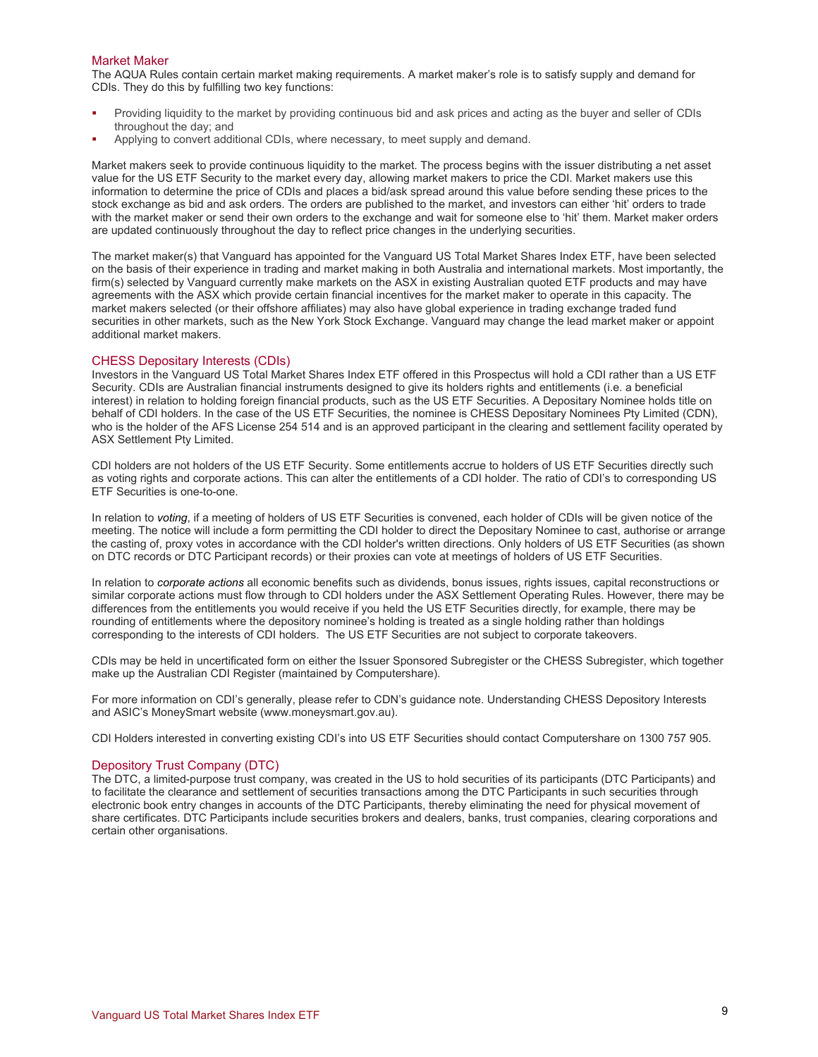## Market Maker

The AQUA Rules contain certain market making requirements. A market maker's role is to satisfy supply and demand for CDIs. They do this by fulfilling two key functions:

- Providing liquidity to the market by providing continuous bid and ask prices and acting as the buyer and seller of CDIs throughout the day; and
- Applying to convert additional CDIs, where necessary, to meet supply and demand.

Market makers seek to provide continuous liquidity to the market. The process begins with the issuer distributing a net asset value for the US ETF Security to the market every day, allowing market makers to price the CDI. Market makers use this information to determine the price of CDIs and places a bid/ask spread around this value before sending these prices to the stock exchange as bid and ask orders. The orders are published to the market, and investors can either 'hit' orders to trade with the market maker or send their own orders to the exchange and wait for someone else to 'hit' them. Market maker orders are updated continuously throughout the day to reflect price changes in the underlying securities.

The market maker(s) that Vanguard has appointed for the Vanguard US Total Market Shares Index ETF, have been selected on the basis of their experience in trading and market making in both Australia and international markets. Most importantly, the firm(s) selected by Vanguard currently make markets on the ASX in existing Australian quoted ETF products and may have agreements with the ASX which provide certain financial incentives for the market maker to operate in this capacity. The market makers selected (or their offshore affiliates) may also have global experience in trading exchange traded fund securities in other markets, such as the New York Stock Exchange. Vanguard may change the lead market maker or appoint additional market makers.

## CHESS Depositary Interests (CDIs)

Investors in the Vanguard US Total Market Shares Index ETF offered in this Prospectus will hold a CDI rather than a US ETF Security. CDIs are Australian financial instruments designed to give its holders rights and entitlements (i.e. a beneficial interest) in relation to holding foreign financial products, such as the US ETF Securities. A Depositary Nominee holds title on behalf of CDI holders. In the case of the US ETF Securities, the nominee is CHESS Depositary Nominees Pty Limited (CDN), who is the holder of the AFS License 254 514 and is an approved participant in the clearing and settlement facility operated by ASX Settlement Pty Limited.

CDI holders are not holders of the US ETF Security. Some entitlements accrue to holders of US ETF Securities directly such as voting rights and corporate actions. This can alter the entitlements of a CDI holder. The ratio of CDI's to corresponding US ETF Securities is one-to-one.

In relation to *voting*, if a meeting of holders of US ETF Securities is convened, each holder of CDIs will be given notice of the meeting. The notice will include a form permitting the CDI holder to direct the Depositary Nominee to cast, authorise or arrange the casting of, proxy votes in accordance with the CDI holder's written directions. Only holders of US ETF Securities (as shown on DTC records or DTC Participant records) or their proxies can vote at meetings of holders of US ETF Securities.

In relation to *corporate actions* all economic benefits such as dividends, bonus issues, rights issues, capital reconstructions or similar corporate actions must flow through to CDI holders under the ASX Settlement Operating Rules. However, there may be differences from the entitlements you would receive if you held the US ETF Securities directly, for example, there may be rounding of entitlements where the depository nominee's holding is treated as a single holding rather than holdings corresponding to the interests of CDI holders. The US ETF Securities are not subject to corporate takeovers.

CDIs may be held in uncertificated form on either the Issuer Sponsored Subregister or the CHESS Subregister, which together make up the Australian CDI Register (maintained by Computershare).

For more information on CDI's generally, please refer to CDN's guidance note. Understanding CHESS Depository Interests and ASIC's MoneySmart website (www.moneysmart.gov.au).

CDI Holders interested in converting existing CDI's into US ETF Securities should contact Computershare on 1300 757 905.

## Depository Trust Company (DTC)

The DTC, a limited-purpose trust company, was created in the US to hold securities of its participants (DTC Participants) and to facilitate the clearance and settlement of securities transactions among the DTC Participants in such securities through electronic book entry changes in accounts of the DTC Participants, thereby eliminating the need for physical movement of share certificates. DTC Participants include securities brokers and dealers, banks, trust companies, clearing corporations and certain other organisations.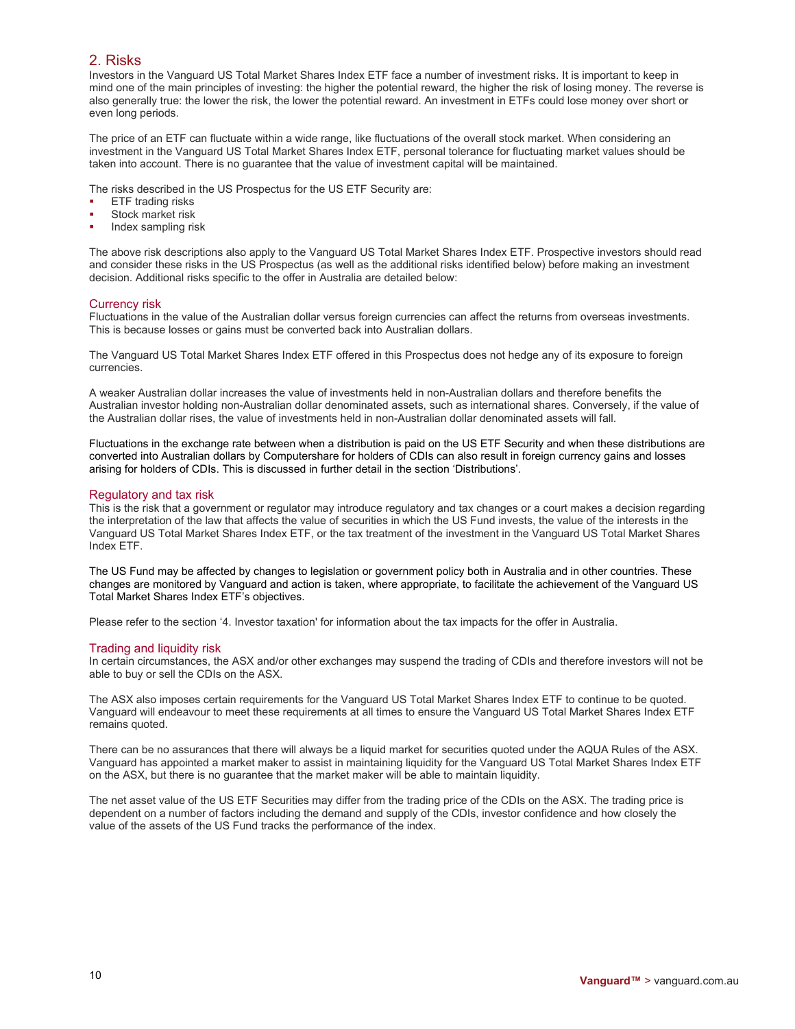## 2. Risks

Investors in the Vanguard US Total Market Shares Index ETF face a number of investment risks. It is important to keep in mind one of the main principles of investing: the higher the potential reward, the higher the risk of losing money. The reverse is also generally true: the lower the risk, the lower the potential reward. An investment in ETFs could lose money over short or even long periods.

The price of an ETF can fluctuate within a wide range, like fluctuations of the overall stock market. When considering an investment in the Vanguard US Total Market Shares Index ETF, personal tolerance for fluctuating market values should be taken into account. There is no guarantee that the value of investment capital will be maintained.

The risks described in the US Prospectus for the US ETF Security are:

- ETF trading risks
- Stock market risk
- Index sampling risk

The above risk descriptions also apply to the Vanguard US Total Market Shares Index ETF. Prospective investors should read and consider these risks in the US Prospectus (as well as the additional risks identified below) before making an investment decision. Additional risks specific to the offer in Australia are detailed below:

### Currency risk

Fluctuations in the value of the Australian dollar versus foreign currencies can affect the returns from overseas investments. This is because losses or gains must be converted back into Australian dollars.

The Vanguard US Total Market Shares Index ETF offered in this Prospectus does not hedge any of its exposure to foreign currencies.

A weaker Australian dollar increases the value of investments held in non-Australian dollars and therefore benefits the Australian investor holding non-Australian dollar denominated assets, such as international shares. Conversely, if the value of the Australian dollar rises, the value of investments held in non-Australian dollar denominated assets will fall.

Fluctuations in the exchange rate between when a distribution is paid on the US ETF Security and when these distributions are converted into Australian dollars by Computershare for holders of CDIs can also result in foreign currency gains and losses arising for holders of CDIs. This is discussed in further detail in the section 'Distributions'.

### Regulatory and tax risk

This is the risk that a government or regulator may introduce regulatory and tax changes or a court makes a decision regarding the interpretation of the law that affects the value of securities in which the US Fund invests, the value of the interests in the Vanguard US Total Market Shares Index ETF, or the tax treatment of the investment in the Vanguard US Total Market Shares Index ETF.

The US Fund may be affected by changes to legislation or government policy both in Australia and in other countries. These changes are monitored by Vanguard and action is taken, where appropriate, to facilitate the achievement of the Vanguard US Total Market Shares Index ETF's objectives.

Please refer to the section '4. Investor taxation' for information about the tax impacts for the offer in Australia.

### Trading and liquidity risk

In certain circumstances, the ASX and/or other exchanges may suspend the trading of CDIs and therefore investors will not be able to buy or sell the CDIs on the ASX.

The ASX also imposes certain requirements for the Vanguard US Total Market Shares Index ETF to continue to be quoted. Vanguard will endeavour to meet these requirements at all times to ensure the Vanguard US Total Market Shares Index ETF remains quoted.

There can be no assurances that there will always be a liquid market for securities quoted under the AQUA Rules of the ASX. Vanguard has appointed a market maker to assist in maintaining liquidity for the Vanguard US Total Market Shares Index ETF on the ASX, but there is no guarantee that the market maker will be able to maintain liquidity.

The net asset value of the US ETF Securities may differ from the trading price of the CDIs on the ASX. The trading price is dependent on a number of factors including the demand and supply of the CDIs, investor confidence and how closely the value of the assets of the US Fund tracks the performance of the index.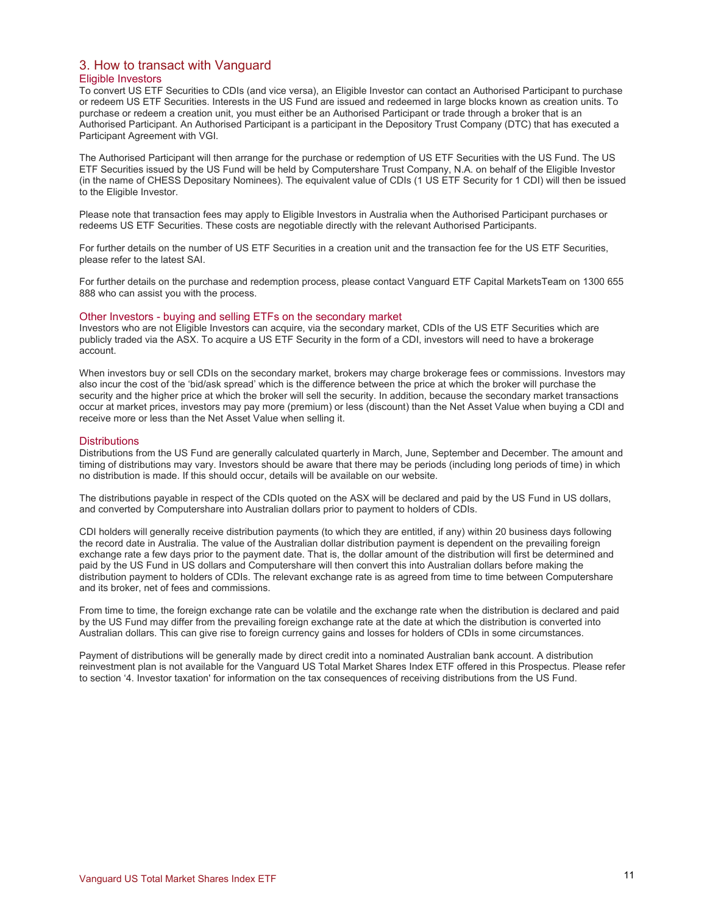# 3. How to transact with Vanguard

## Eligible Investors

To convert US ETF Securities to CDIs (and vice versa), an Eligible Investor can contact an Authorised Participant to purchase or redeem US ETF Securities. Interests in the US Fund are issued and redeemed in large blocks known as creation units. To purchase or redeem a creation unit, you must either be an Authorised Participant or trade through a broker that is an Authorised Participant. An Authorised Participant is a participant in the Depository Trust Company (DTC) that has executed a Participant Agreement with VGI.

The Authorised Participant will then arrange for the purchase or redemption of US ETF Securities with the US Fund. The US ETF Securities issued by the US Fund will be held by Computershare Trust Company, N.A. on behalf of the Eligible Investor (in the name of CHESS Depositary Nominees). The equivalent value of CDIs (1 US ETF Security for 1 CDI) will then be issued to the Eligible Investor.

Please note that transaction fees may apply to Eligible Investors in Australia when the Authorised Participant purchases or redeems US ETF Securities. These costs are negotiable directly with the relevant Authorised Participants.

For further details on the number of US ETF Securities in a creation unit and the transaction fee for the US ETF Securities, please refer to the latest SAI.

For further details on the purchase and redemption process, please contact Vanguard ETF Capital MarketsTeam on 1300 655 888 who can assist you with the process.

## Other Investors - buying and selling ETFs on the secondary market

Investors who are not Eligible Investors can acquire, via the secondary market, CDIs of the US ETF Securities which are publicly traded via the ASX. To acquire a US ETF Security in the form of a CDI, investors will need to have a brokerage account.

When investors buy or sell CDIs on the secondary market, brokers may charge brokerage fees or commissions. Investors may also incur the cost of the 'bid/ask spread' which is the difference between the price at which the broker will purchase the security and the higher price at which the broker will sell the security. In addition, because the secondary market transactions occur at market prices, investors may pay more (premium) or less (discount) than the Net Asset Value when buying a CDI and receive more or less than the Net Asset Value when selling it.

## Distributions

Distributions from the US Fund are generally calculated quarterly in March, June, September and December. The amount and timing of distributions may vary. Investors should be aware that there may be periods (including long periods of time) in which no distribution is made. If this should occur, details will be available on our website.

The distributions payable in respect of the CDIs quoted on the ASX will be declared and paid by the US Fund in US dollars, and converted by Computershare into Australian dollars prior to payment to holders of CDIs.

CDI holders will generally receive distribution payments (to which they are entitled, if any) within 20 business days following the record date in Australia. The value of the Australian dollar distribution payment is dependent on the prevailing foreign exchange rate a few days prior to the payment date. That is, the dollar amount of the distribution will first be determined and paid by the US Fund in US dollars and Computershare will then convert this into Australian dollars before making the distribution payment to holders of CDIs. The relevant exchange rate is as agreed from time to time between Computershare and its broker, net of fees and commissions.

From time to time, the foreign exchange rate can be volatile and the exchange rate when the distribution is declared and paid by the US Fund may differ from the prevailing foreign exchange rate at the date at which the distribution is converted into Australian dollars. This can give rise to foreign currency gains and losses for holders of CDIs in some circumstances.

Payment of distributions will be generally made by direct credit into a nominated Australian bank account. A distribution reinvestment plan is not available for the Vanguard US Total Market Shares Index ETF offered in this Prospectus. Please refer to section '4. Investor taxation' for information on the tax consequences of receiving distributions from the US Fund.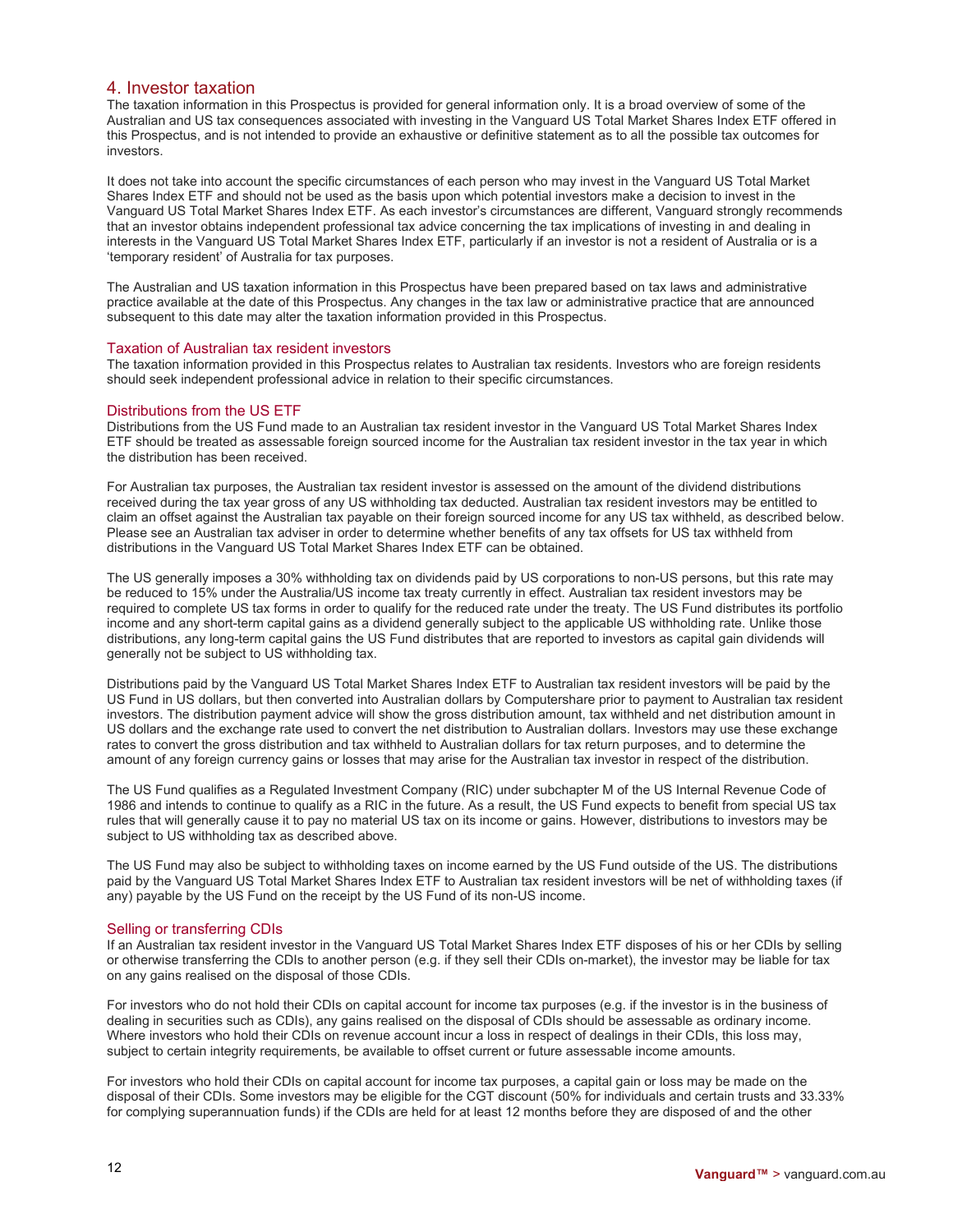# 4. Investor taxation

The taxation information in this Prospectus is provided for general information only. It is a broad overview of some of the Australian and US tax consequences associated with investing in the Vanguard US Total Market Shares Index ETF offered in this Prospectus, and is not intended to provide an exhaustive or definitive statement as to all the possible tax outcomes for investors.

It does not take into account the specific circumstances of each person who may invest in the Vanguard US Total Market Shares Index ETF and should not be used as the basis upon which potential investors make a decision to invest in the Vanguard US Total Market Shares Index ETF. As each investor's circumstances are different, Vanguard strongly recommends that an investor obtains independent professional tax advice concerning the tax implications of investing in and dealing in interests in the Vanguard US Total Market Shares Index ETF, particularly if an investor is not a resident of Australia or is a 'temporary resident' of Australia for tax purposes.

The Australian and US taxation information in this Prospectus have been prepared based on tax laws and administrative practice available at the date of this Prospectus. Any changes in the tax law or administrative practice that are announced subsequent to this date may alter the taxation information provided in this Prospectus.

## Taxation of Australian tax resident investors

The taxation information provided in this Prospectus relates to Australian tax residents. Investors who are foreign residents should seek independent professional advice in relation to their specific circumstances.

## Distributions from the US ETF

Distributions from the US Fund made to an Australian tax resident investor in the Vanguard US Total Market Shares Index ETF should be treated as assessable foreign sourced income for the Australian tax resident investor in the tax year in which the distribution has been received.

For Australian tax purposes, the Australian tax resident investor is assessed on the amount of the dividend distributions received during the tax year gross of any US withholding tax deducted. Australian tax resident investors may be entitled to claim an offset against the Australian tax payable on their foreign sourced income for any US tax withheld, as described below. Please see an Australian tax adviser in order to determine whether benefits of any tax offsets for US tax withheld from distributions in the Vanguard US Total Market Shares Index ETF can be obtained.

The US generally imposes a 30% withholding tax on dividends paid by US corporations to non-US persons, but this rate may be reduced to 15% under the Australia/US income tax treaty currently in effect. Australian tax resident investors may be required to complete US tax forms in order to qualify for the reduced rate under the treaty. The US Fund distributes its portfolio income and any short-term capital gains as a dividend generally subject to the applicable US withholding rate. Unlike those distributions, any long-term capital gains the US Fund distributes that are reported to investors as capital gain dividends will generally not be subject to US withholding tax.

Distributions paid by the Vanguard US Total Market Shares Index ETF to Australian tax resident investors will be paid by the US Fund in US dollars, but then converted into Australian dollars by Computershare prior to payment to Australian tax resident investors. The distribution payment advice will show the gross distribution amount, tax withheld and net distribution amount in US dollars and the exchange rate used to convert the net distribution to Australian dollars. Investors may use these exchange rates to convert the gross distribution and tax withheld to Australian dollars for tax return purposes, and to determine the amount of any foreign currency gains or losses that may arise for the Australian tax investor in respect of the distribution.

The US Fund qualifies as a Regulated Investment Company (RIC) under subchapter M of the US Internal Revenue Code of 1986 and intends to continue to qualify as a RIC in the future. As a result, the US Fund expects to benefit from special US tax rules that will generally cause it to pay no material US tax on its income or gains. However, distributions to investors may be subject to US withholding tax as described above.

The US Fund may also be subject to withholding taxes on income earned by the US Fund outside of the US. The distributions paid by the Vanguard US Total Market Shares Index ETF to Australian tax resident investors will be net of withholding taxes (if any) payable by the US Fund on the receipt by the US Fund of its non-US income.

## Selling or transferring CDIs

If an Australian tax resident investor in the Vanguard US Total Market Shares Index ETF disposes of his or her CDIs by selling or otherwise transferring the CDIs to another person (e.g. if they sell their CDIs on-market), the investor may be liable for tax on any gains realised on the disposal of those CDIs.

For investors who do not hold their CDIs on capital account for income tax purposes (e.g. if the investor is in the business of dealing in securities such as CDIs), any gains realised on the disposal of CDIs should be assessable as ordinary income. Where investors who hold their CDIs on revenue account incur a loss in respect of dealings in their CDIs, this loss may, subject to certain integrity requirements, be available to offset current or future assessable income amounts.

For investors who hold their CDIs on capital account for income tax purposes, a capital gain or loss may be made on the disposal of their CDIs. Some investors may be eligible for the CGT discount (50% for individuals and certain trusts and 33.33% for complying superannuation funds) if the CDIs are held for at least 12 months before they are disposed of and the other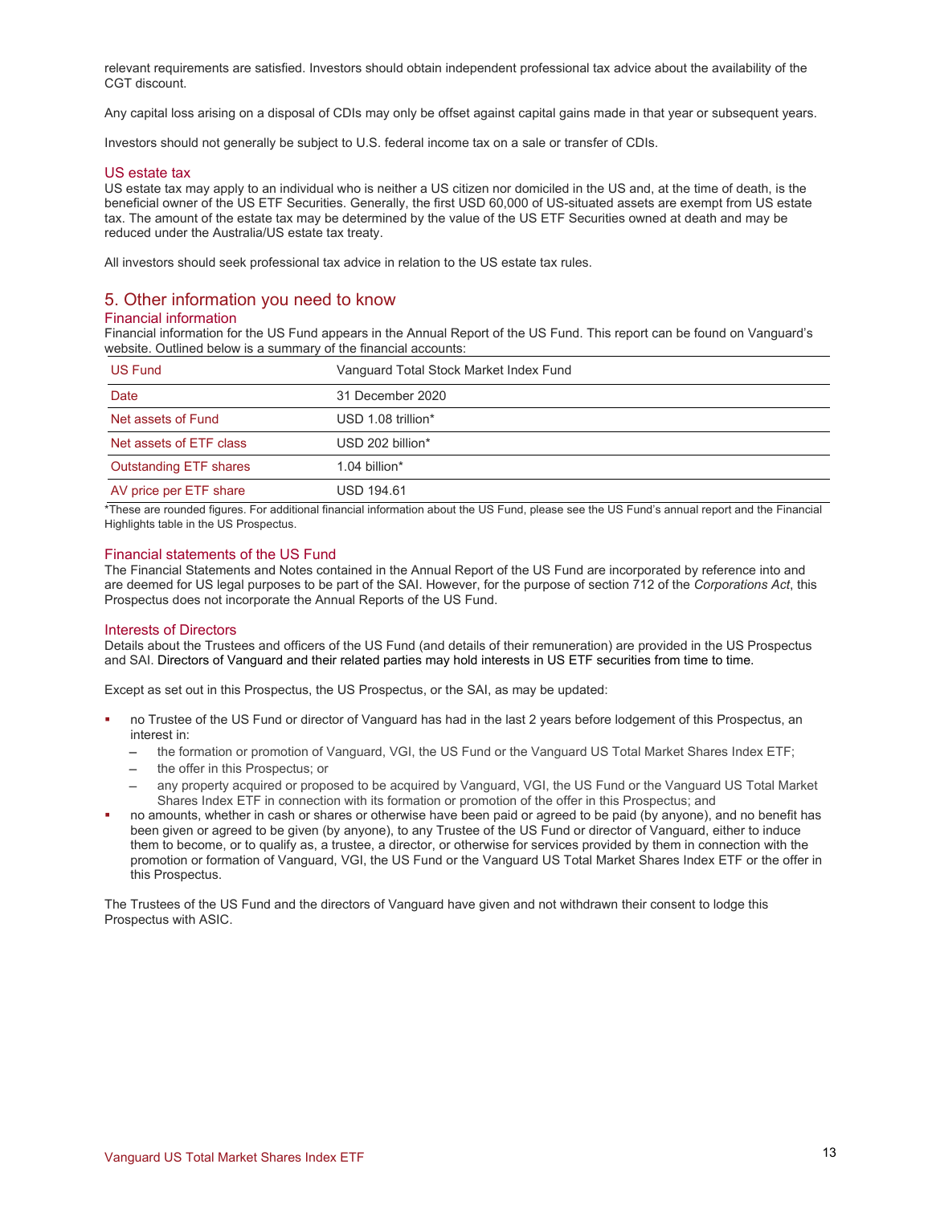relevant requirements are satisfied. Investors should obtain independent professional tax advice about the availability of the CGT discount.

Any capital loss arising on a disposal of CDIs may only be offset against capital gains made in that year or subsequent years.

Investors should not generally be subject to U.S. federal income tax on a sale or transfer of CDIs.

### US estate tax

US estate tax may apply to an individual who is neither a US citizen nor domiciled in the US and, at the time of death, is the beneficial owner of the US ETF Securities. Generally, the first USD 60,000 of US-situated assets are exempt from US estate tax. The amount of the estate tax may be determined by the value of the US ETF Securities owned at death and may be reduced under the Australia/US estate tax treaty.

All investors should seek professional tax advice in relation to the US estate tax rules.

## 5. Other information you need to know

### Financial information

Financial information for the US Fund appears in the Annual Report of the US Fund. This report can be found on Vanguard's website. Outlined below is a summary of the financial accounts:

| US Fund | Vanguard Total Stock Market Index Fund |
|---|---|
| Date | 31 December 2020 |
| Net assets of Fund | USD 1.08 trillion* |
| Net assets of ETF class | USD 202 billion* |
| Outstanding ETF shares | 1.04 billion* |
| AV price per ETF share | USD 194.61 |

*These are rounded figures. For additional financial information about the US Fund, please see the US Fund's annual report and the Financial Highlights table in the US Prospectus.

### Financial statements of the US Fund

The Financial Statements and Notes contained in the Annual Report of the US Fund are incorporated by reference into and are deemed for US legal purposes to be part of the SAI. However, for the purpose of section 712 of the *Corporations Act*, this Prospectus does not incorporate the Annual Reports of the US Fund.

### Interests of Directors

Details about the Trustees and officers of the US Fund (and details of their remuneration) are provided in the US Prospectus and SAI. Directors of Vanguard and their related parties may hold interests in US ETF securities from time to time.

Except as set out in this Prospectus, the US Prospectus, or the SAI, as may be updated:

- no Trustee of the US Fund or director of Vanguard has had in the last 2 years before lodgement of this Prospectus, an interest in:
  - the formation or promotion of Vanguard, VGI, the US Fund or the Vanguard US Total Market Shares Index ETF;
  - the offer in this Prospectus; or
  - any property acquired or proposed to be acquired by Vanguard, VGI, the US Fund or the Vanguard US Total Market Shares Index ETF in connection with its formation or promotion of the offer in this Prospectus; and
- no amounts, whether in cash or shares or otherwise have been paid or agreed to be paid (by anyone), and no benefit has been given or agreed to be given (by anyone), to any Trustee of the US Fund or director of Vanguard, either to induce them to become, or to qualify as, a trustee, a director, or otherwise for services provided by them in connection with the promotion or formation of Vanguard, VGI, the US Fund or the Vanguard US Total Market Shares Index ETF or the offer in this Prospectus.

The Trustees of the US Fund and the directors of Vanguard have given and not withdrawn their consent to lodge this Prospectus with ASIC.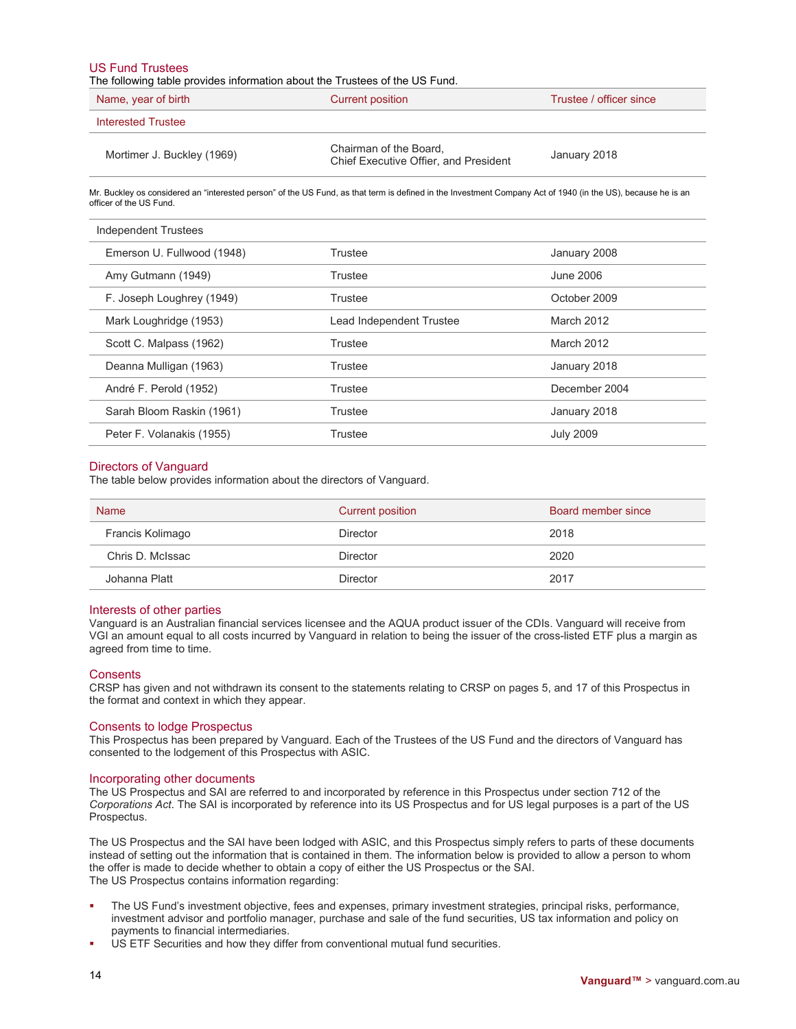## US Fund Trustees

The following table provides information about the Trustees of the US Fund.

| Name, year of birth | Current position | Trustee / officer since |
|---|---|---|
| **Interested Trustee** | | |
| Mortimer J. Buckley (1969) | Chairman of the Board, Chief Executive Offier, and President | January 2018 |

Mr. Buckley os considered an "interested person" of the US Fund, as that term is defined in the Investment Company Act of 1940 (in the US), because he is an officer of the US Fund.

| Independent Trustees | | |
|---|---|---|
| Emerson U. Fullwood (1948) | Trustee | January 2008 |
| Amy Gutmann (1949) | Trustee | June 2006 |
| F. Joseph Loughrey (1949) | Trustee | October 2009 |
| Mark Loughridge (1953) | Lead Independent Trustee | March 2012 |
| Scott C. Malpass (1962) | Trustee | March 2012 |
| Deanna Mulligan (1963) | Trustee | January 2018 |
| André F. Perold (1952) | Trustee | December 2004 |
| Sarah Bloom Raskin (1961) | Trustee | January 2018 |
| Peter F. Volanakis (1955) | Trustee | July 2009 |

## Directors of Vanguard

The table below provides information about the directors of Vanguard.

| Name | Current position | Board member since |
|---|---|---|
| Francis Kolimago | Director | 2018 |
| Chris D. McIssac | Director | 2020 |
| Johanna Platt | Director | 2017 |

## Interests of other parties

Vanguard is an Australian financial services licensee and the AQUA product issuer of the CDIs. Vanguard will receive from VGI an amount equal to all costs incurred by Vanguard in relation to being the issuer of the cross-listed ETF plus a margin as agreed from time to time.

## Consents

CRSP has given and not withdrawn its consent to the statements relating to CRSP on pages 5, and 17 of this Prospectus in the format and context in which they appear.

## Consents to lodge Prospectus

This Prospectus has been prepared by Vanguard. Each of the Trustees of the US Fund and the directors of Vanguard has consented to the lodgement of this Prospectus with ASIC.

## Incorporating other documents

The US Prospectus and SAI are referred to and incorporated by reference in this Prospectus under section 712 of the *Corporations Act*. The SAI is incorporated by reference into its US Prospectus and for US legal purposes is a part of the US Prospectus.

The US Prospectus and the SAI have been lodged with ASIC, and this Prospectus simply refers to parts of these documents instead of setting out the information that is contained in them. The information below is provided to allow a person to whom the offer is made to decide whether to obtain a copy of either the US Prospectus or the SAI.
The US Prospectus contains information regarding:

- The US Fund's investment objective, fees and expenses, primary investment strategies, principal risks, performance, investment advisor and portfolio manager, purchase and sale of the fund securities, US tax information and policy on payments to financial intermediaries.
- US ETF Securities and how they differ from conventional mutual fund securities.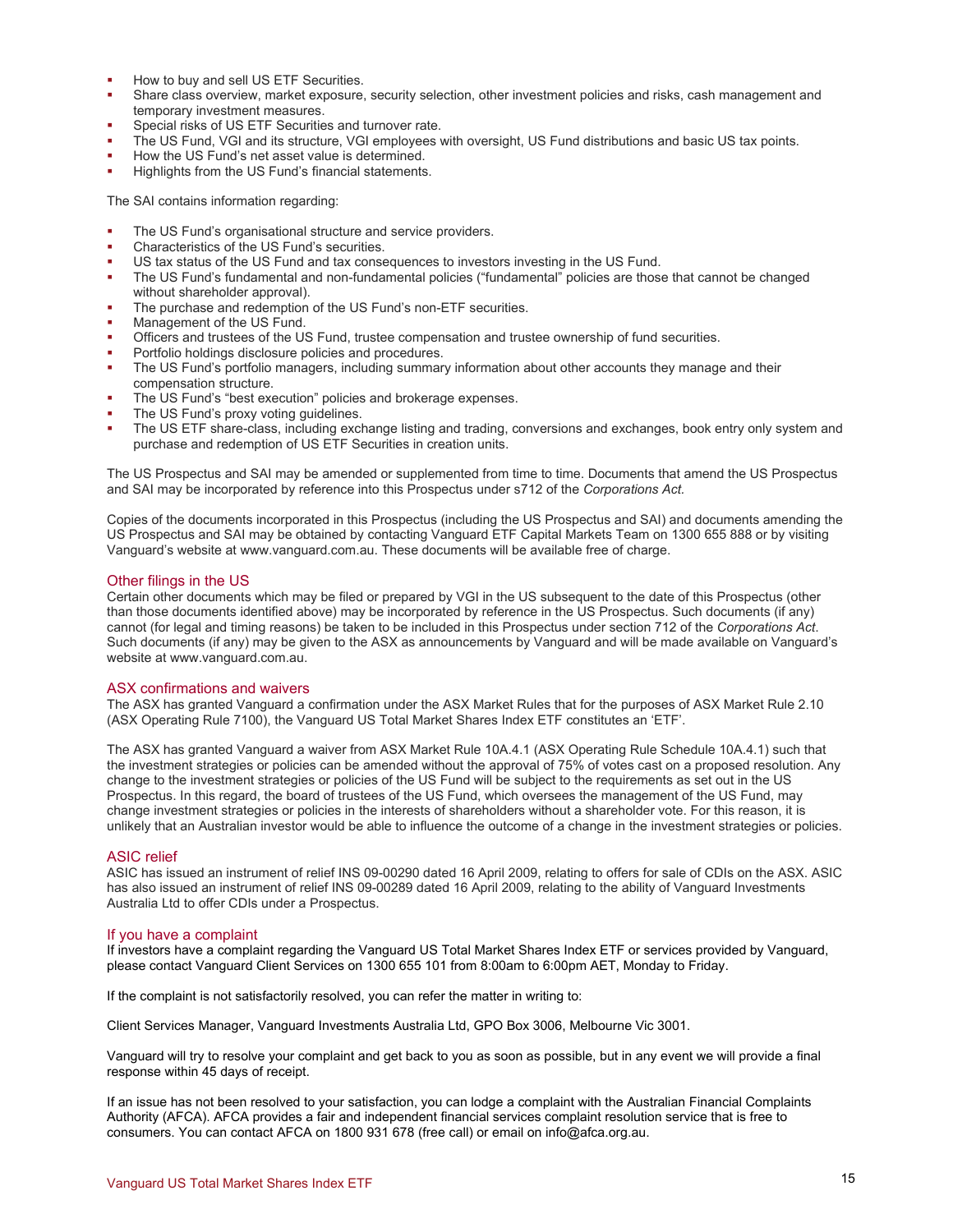- How to buy and sell US ETF Securities.
- Share class overview, market exposure, security selection, other investment policies and risks, cash management and temporary investment measures.
- Special risks of US ETF Securities and turnover rate.
- The US Fund, VGI and its structure, VGI employees with oversight, US Fund distributions and basic US tax points.
- How the US Fund's net asset value is determined.
- Highlights from the US Fund's financial statements.

The SAI contains information regarding:

- The US Fund's organisational structure and service providers.
- Characteristics of the US Fund's securities.
- US tax status of the US Fund and tax consequences to investors investing in the US Fund.
- The US Fund's fundamental and non-fundamental policies ("fundamental" policies are those that cannot be changed without shareholder approval).
- The purchase and redemption of the US Fund's non-ETF securities.
- Management of the US Fund.
- Officers and trustees of the US Fund, trustee compensation and trustee ownership of fund securities.
- Portfolio holdings disclosure policies and procedures.
- The US Fund's portfolio managers, including summary information about other accounts they manage and their compensation structure.
- The US Fund's "best execution" policies and brokerage expenses.
- The US Fund's proxy voting guidelines.
- The US ETF share-class, including exchange listing and trading, conversions and exchanges, book entry only system and purchase and redemption of US ETF Securities in creation units.

The US Prospectus and SAI may be amended or supplemented from time to time. Documents that amend the US Prospectus and SAI may be incorporated by reference into this Prospectus under s712 of the *Corporations Act.*

Copies of the documents incorporated in this Prospectus (including the US Prospectus and SAI) and documents amending the US Prospectus and SAI may be obtained by contacting Vanguard ETF Capital Markets Team on 1300 655 888 or by visiting Vanguard's website at www.vanguard.com.au. These documents will be available free of charge.

## Other filings in the US

Certain other documents which may be filed or prepared by VGI in the US subsequent to the date of this Prospectus (other than those documents identified above) may be incorporated by reference in the US Prospectus. Such documents (if any) cannot (for legal and timing reasons) be taken to be included in this Prospectus under section 712 of the *Corporations Act*. Such documents (if any) may be given to the ASX as announcements by Vanguard and will be made available on Vanguard's website at www.vanguard.com.au.

## ASX confirmations and waivers

The ASX has granted Vanguard a confirmation under the ASX Market Rules that for the purposes of ASX Market Rule 2.10 (ASX Operating Rule 7100), the Vanguard US Total Market Shares Index ETF constitutes an 'ETF'.

The ASX has granted Vanguard a waiver from ASX Market Rule 10A.4.1 (ASX Operating Rule Schedule 10A.4.1) such that the investment strategies or policies can be amended without the approval of 75% of votes cast on a proposed resolution. Any change to the investment strategies or policies of the US Fund will be subject to the requirements as set out in the US Prospectus. In this regard, the board of trustees of the US Fund, which oversees the management of the US Fund, may change investment strategies or policies in the interests of shareholders without a shareholder vote. For this reason, it is unlikely that an Australian investor would be able to influence the outcome of a change in the investment strategies or policies.

## ASIC relief

ASIC has issued an instrument of relief INS 09-00290 dated 16 April 2009, relating to offers for sale of CDIs on the ASX. ASIC has also issued an instrument of relief INS 09-00289 dated 16 April 2009, relating to the ability of Vanguard Investments Australia Ltd to offer CDIs under a Prospectus.

## If you have a complaint

If investors have a complaint regarding the Vanguard US Total Market Shares Index ETF or services provided by Vanguard, please contact Vanguard Client Services on 1300 655 101 from 8:00am to 6:00pm AET, Monday to Friday.

If the complaint is not satisfactorily resolved, you can refer the matter in writing to:

Client Services Manager, Vanguard Investments Australia Ltd, GPO Box 3006, Melbourne Vic 3001.

Vanguard will try to resolve your complaint and get back to you as soon as possible, but in any event we will provide a final response within 45 days of receipt.

If an issue has not been resolved to your satisfaction, you can lodge a complaint with the Australian Financial Complaints Authority (AFCA). AFCA provides a fair and independent financial services complaint resolution service that is free to consumers. You can contact AFCA on 1800 931 678 (free call) or email on info@afca.org.au.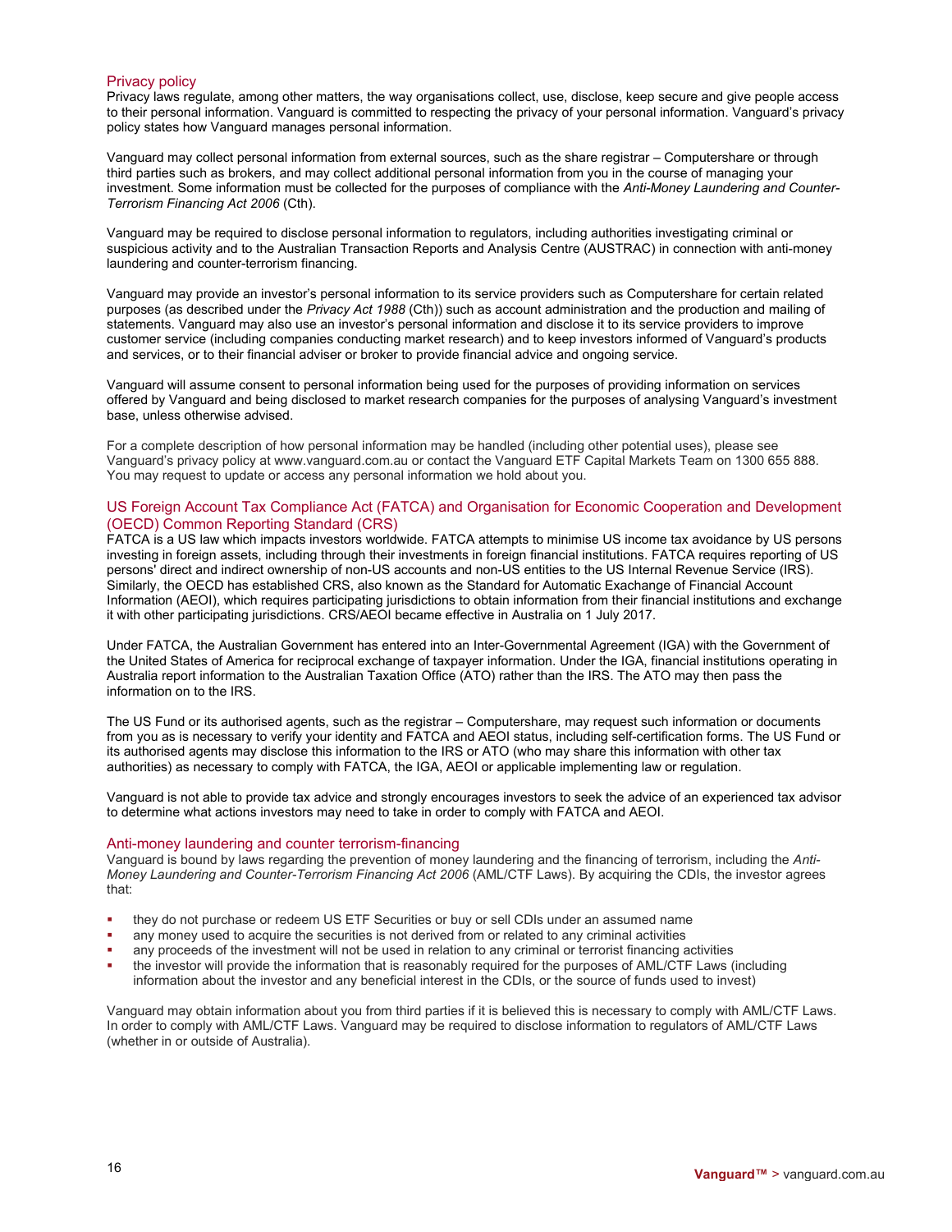## Privacy policy

Privacy laws regulate, among other matters, the way organisations collect, use, disclose, keep secure and give people access to their personal information. Vanguard is committed to respecting the privacy of your personal information. Vanguard's privacy policy states how Vanguard manages personal information.

Vanguard may collect personal information from external sources, such as the share registrar – Computershare or through third parties such as brokers, and may collect additional personal information from you in the course of managing your investment. Some information must be collected for the purposes of compliance with the *Anti-Money Laundering and Counter-Terrorism Financing Act 2006* (Cth).

Vanguard may be required to disclose personal information to regulators, including authorities investigating criminal or suspicious activity and to the Australian Transaction Reports and Analysis Centre (AUSTRAC) in connection with anti-money laundering and counter-terrorism financing.

Vanguard may provide an investor's personal information to its service providers such as Computershare for certain related purposes (as described under the *Privacy Act 1988* (Cth)) such as account administration and the production and mailing of statements. Vanguard may also use an investor's personal information and disclose it to its service providers to improve customer service (including companies conducting market research) and to keep investors informed of Vanguard's products and services, or to their financial adviser or broker to provide financial advice and ongoing service.

Vanguard will assume consent to personal information being used for the purposes of providing information on services offered by Vanguard and being disclosed to market research companies for the purposes of analysing Vanguard's investment base, unless otherwise advised.

For a complete description of how personal information may be handled (including other potential uses), please see Vanguard's privacy policy at www.vanguard.com.au or contact the Vanguard ETF Capital Markets Team on 1300 655 888. You may request to update or access any personal information we hold about you.

## US Foreign Account Tax Compliance Act (FATCA) and Organisation for Economic Cooperation and Development (OECD) Common Reporting Standard (CRS)

FATCA is a US law which impacts investors worldwide. FATCA attempts to minimise US income tax avoidance by US persons investing in foreign assets, including through their investments in foreign financial institutions. FATCA requires reporting of US persons' direct and indirect ownership of non-US accounts and non-US entities to the US Internal Revenue Service (IRS). Similarly, the OECD has established CRS, also known as the Standard for Automatic Exachange of Financial Account Information (AEOI), which requires participating jurisdictions to obtain information from their financial institutions and exchange it with other participating jurisdictions. CRS/AEOI became effective in Australia on 1 July 2017.

Under FATCA, the Australian Government has entered into an Inter-Governmental Agreement (IGA) with the Government of the United States of America for reciprocal exchange of taxpayer information. Under the IGA, financial institutions operating in Australia report information to the Australian Taxation Office (ATO) rather than the IRS. The ATO may then pass the information on to the IRS.

The US Fund or its authorised agents, such as the registrar – Computershare, may request such information or documents from you as is necessary to verify your identity and FATCA and AEOI status, including self-certification forms. The US Fund or its authorised agents may disclose this information to the IRS or ATO (who may share this information with other tax authorities) as necessary to comply with FATCA, the IGA, AEOI or applicable implementing law or regulation.

Vanguard is not able to provide tax advice and strongly encourages investors to seek the advice of an experienced tax advisor to determine what actions investors may need to take in order to comply with FATCA and AEOI.

## Anti-money laundering and counter terrorism-financing

Vanguard is bound by laws regarding the prevention of money laundering and the financing of terrorism, including the *Anti-Money Laundering and Counter-Terrorism Financing Act 2006* (AML/CTF Laws). By acquiring the CDIs, the investor agrees that:

- they do not purchase or redeem US ETF Securities or buy or sell CDIs under an assumed name
- any money used to acquire the securities is not derived from or related to any criminal activities
- any proceeds of the investment will not be used in relation to any criminal or terrorist financing activities
- the investor will provide the information that is reasonably required for the purposes of AML/CTF Laws (including information about the investor and any beneficial interest in the CDIs, or the source of funds used to invest)

Vanguard may obtain information about you from third parties if it is believed this is necessary to comply with AML/CTF Laws. In order to comply with AML/CTF Laws. Vanguard may be required to disclose information to regulators of AML/CTF Laws (whether in or outside of Australia).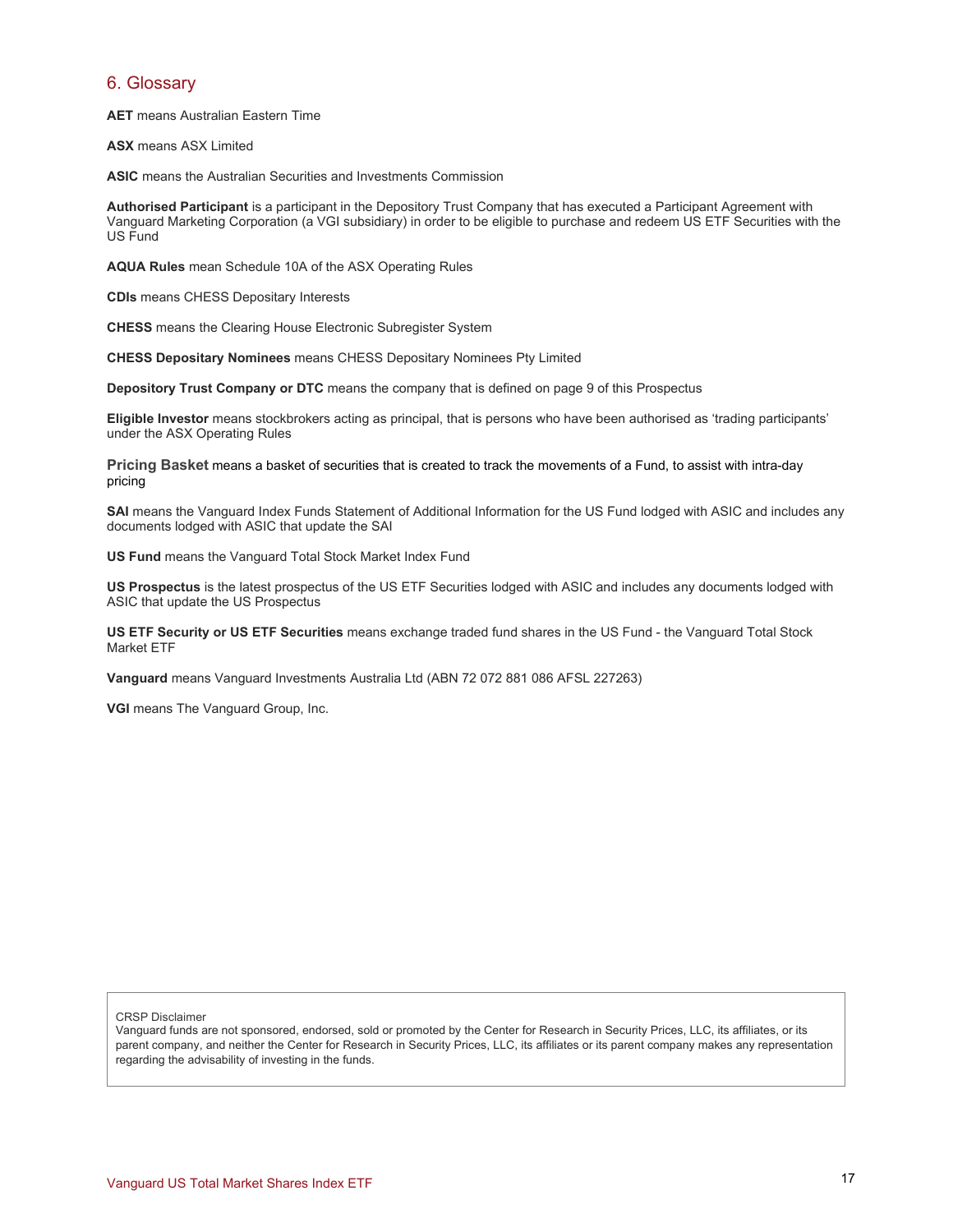## 6. Glossary

**AET** means Australian Eastern Time

**ASX** means ASX Limited

**ASIC** means the Australian Securities and Investments Commission

**Authorised Participant** is a participant in the Depository Trust Company that has executed a Participant Agreement with Vanguard Marketing Corporation (a VGI subsidiary) in order to be eligible to purchase and redeem US ETF Securities with the US Fund

**AQUA Rules** mean Schedule 10A of the ASX Operating Rules

**CDIs** means CHESS Depositary Interests

**CHESS** means the Clearing House Electronic Subregister System

**CHESS Depositary Nominees** means CHESS Depositary Nominees Pty Limited

**Depository Trust Company or DTC** means the company that is defined on page 9 of this Prospectus

**Eligible Investor** means stockbrokers acting as principal, that is persons who have been authorised as 'trading participants' under the ASX Operating Rules

**Pricing Basket** means a basket of securities that is created to track the movements of a Fund, to assist with intra-day pricing

**SAI** means the Vanguard Index Funds Statement of Additional Information for the US Fund lodged with ASIC and includes any documents lodged with ASIC that update the SAI

**US Fund** means the Vanguard Total Stock Market Index Fund

**US Prospectus** is the latest prospectus of the US ETF Securities lodged with ASIC and includes any documents lodged with ASIC that update the US Prospectus

**US ETF Security or US ETF Securities** means exchange traded fund shares in the US Fund - the Vanguard Total Stock Market ETF

**Vanguard** means Vanguard Investments Australia Ltd (ABN 72 072 881 086 AFSL 227263)

**VGI** means The Vanguard Group, Inc.

CRSP Disclaimer

Vanguard funds are not sponsored, endorsed, sold or promoted by the Center for Research in Security Prices, LLC, its affiliates, or its parent company, and neither the Center for Research in Security Prices, LLC, its affiliates or its parent company makes any representation regarding the advisability of investing in the funds.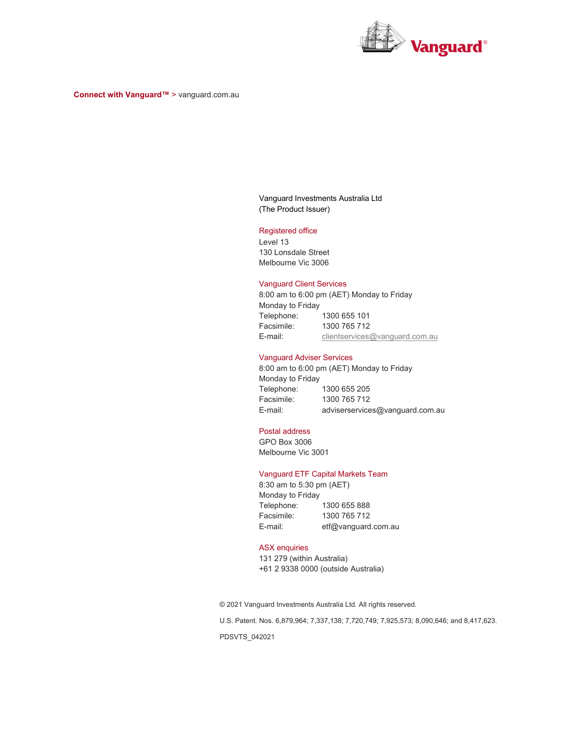**Connect with Vanguard™** > vanguard.com.au

Vanguard Investments Australia Ltd
(The Product Issuer)

Registered office
Level 13
130 Lonsdale Street
Melbourne Vic 3006

Vanguard Client Services
8:00 am to 6:00 pm (AET) Monday to Friday
Monday to Friday
Telephone: 1300 655 101
Facsimile: 1300 765 712
E-mail: clientservices@vanguard.com.au

Vanguard Adviser Services
8:00 am to 6:00 pm (AET) Monday to Friday
Monday to Friday
Telephone: 1300 655 205
Facsimile: 1300 765 712
E-mail: adviserservices@vanguard.com.au

Postal address
GPO Box 3006
Melbourne Vic 3001

Vanguard ETF Capital Markets Team
8:30 am to 5:30 pm (AET)
Monday to Friday
Telephone: 1300 655 888
Facsimile: 1300 765 712
E-mail: etf@vanguard.com.au

ASX enquiries
131 279 (within Australia)
+61 2 9338 0000 (outside Australia)

© 2021 Vanguard Investments Australia Ltd. All rights reserved.

U.S. Patent. Nos. 6,879,964; 7,337,138; 7,720,749; 7,925,573; 8,090,646; and 8,417,623.

PDSVTS_042021